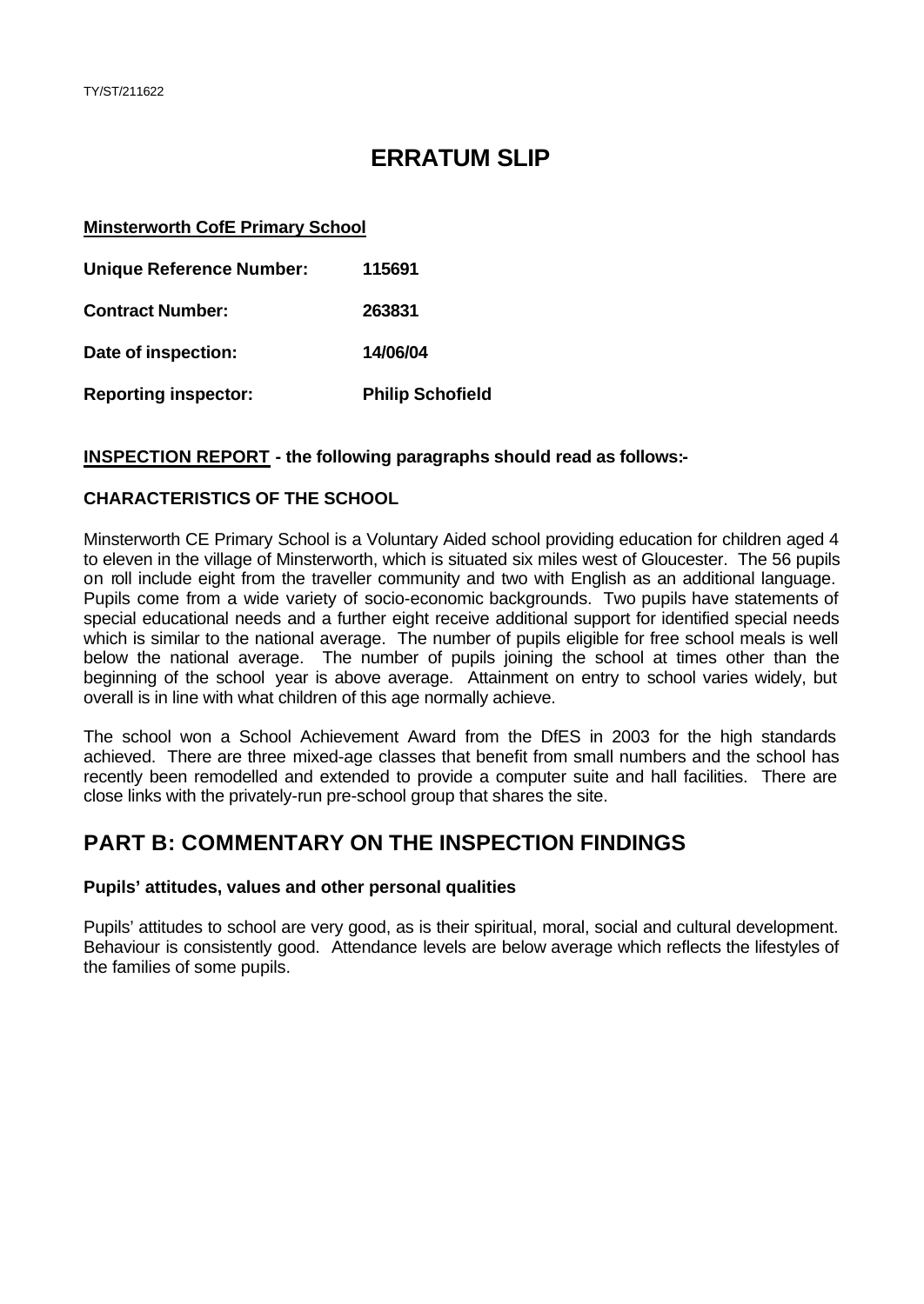TY/ST/211622

# ERRATUM SLIP

**Minsterworth CofE Primary School**

| | |
|---|---|
| **Unique Reference Number:** | **115691** |
| **Contract Number:** | **263831** |
| **Date of inspection:** | **14/06/04** |
| **Reporting inspector:** | **Philip Schofield** |

**INSPECTION REPORT - the following paragraphs should read as follows:-**

### CHARACTERISTICS OF THE SCHOOL

Minsterworth CE Primary School is a Voluntary Aided school providing education for children aged 4 to eleven in the village of Minsterworth, which is situated six miles west of Gloucester. The 56 pupils on roll include eight from the traveller community and two with English as an additional language. Pupils come from a wide variety of socio-economic backgrounds. Two pupils have statements of special educational needs and a further eight receive additional support for identified special needs which is similar to the national average. The number of pupils eligible for free school meals is well below the national average. The number of pupils joining the school at times other than the beginning of the school year is above average. Attainment on entry to school varies widely, but overall is in line with what children of this age normally achieve.

The school won a School Achievement Award from the DfES in 2003 for the high standards achieved. There are three mixed-age classes that benefit from small numbers and the school has recently been remodelled and extended to provide a computer suite and hall facilities. There are close links with the privately-run pre-school group that shares the site.

## PART B: COMMENTARY ON THE INSPECTION FINDINGS

### Pupils' attitudes, values and other personal qualities

Pupils' attitudes to school are very good, as is their spiritual, moral, social and cultural development. Behaviour is consistently good. Attendance levels are below average which reflects the lifestyles of the families of some pupils.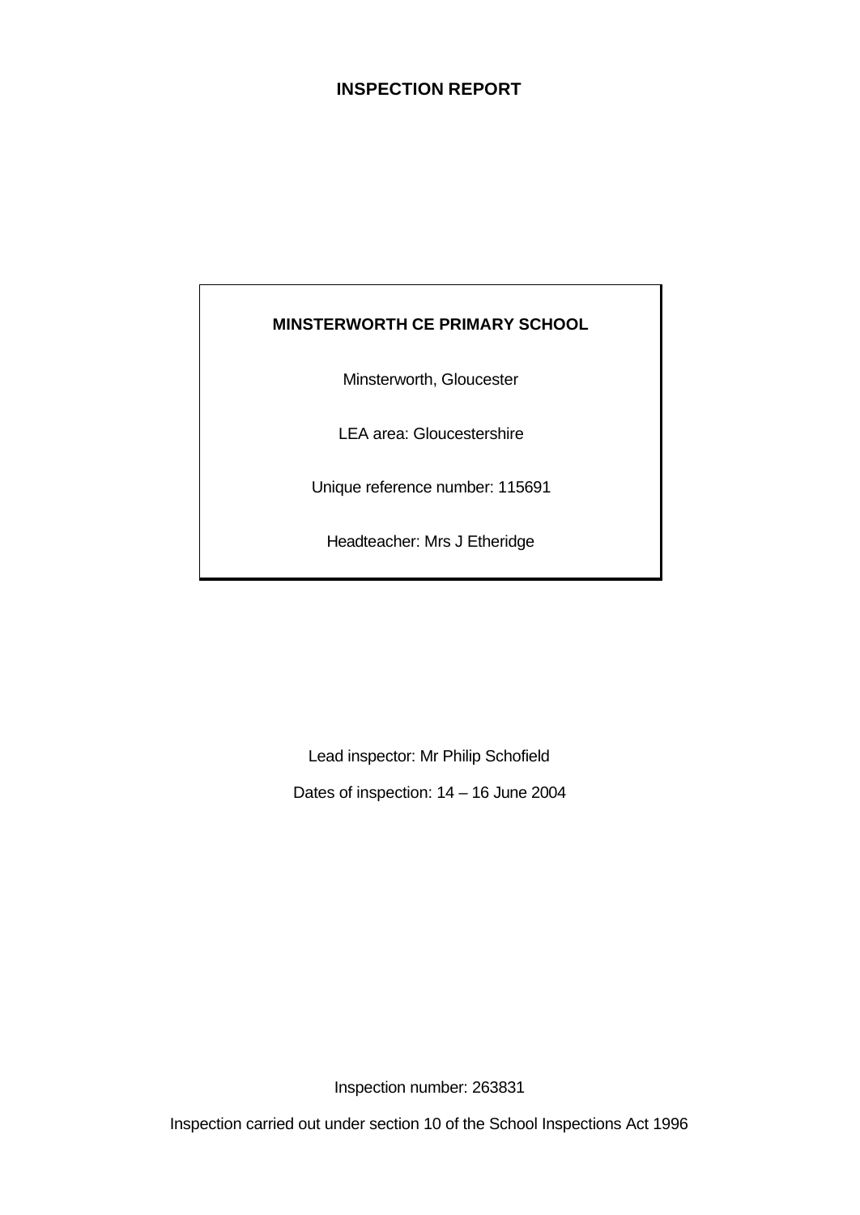# INSPECTION REPORT

**MINSTERWORTH CE PRIMARY SCHOOL**

Minsterworth, Gloucester

LEA area: Gloucestershire

Unique reference number: 115691

Headteacher: Mrs J Etheridge

Lead inspector: Mr Philip Schofield

Dates of inspection: 14 – 16 June 2004

Inspection number: 263831

Inspection carried out under section 10 of the School Inspections Act 1996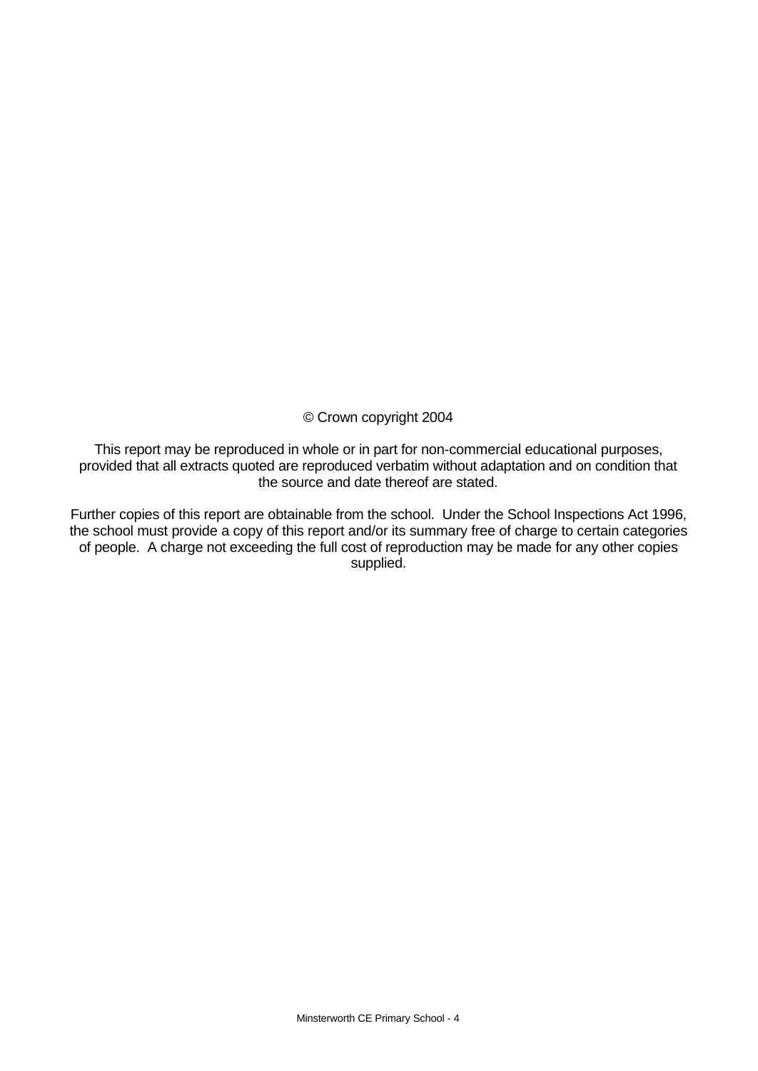© Crown copyright 2004

This report may be reproduced in whole or in part for non-commercial educational purposes, provided that all extracts quoted are reproduced verbatim without adaptation and on condition that the source and date thereof are stated.

Further copies of this report are obtainable from the school. Under the School Inspections Act 1996, the school must provide a copy of this report and/or its summary free of charge to certain categories of people. A charge not exceeding the full cost of reproduction may be made for any other copies supplied.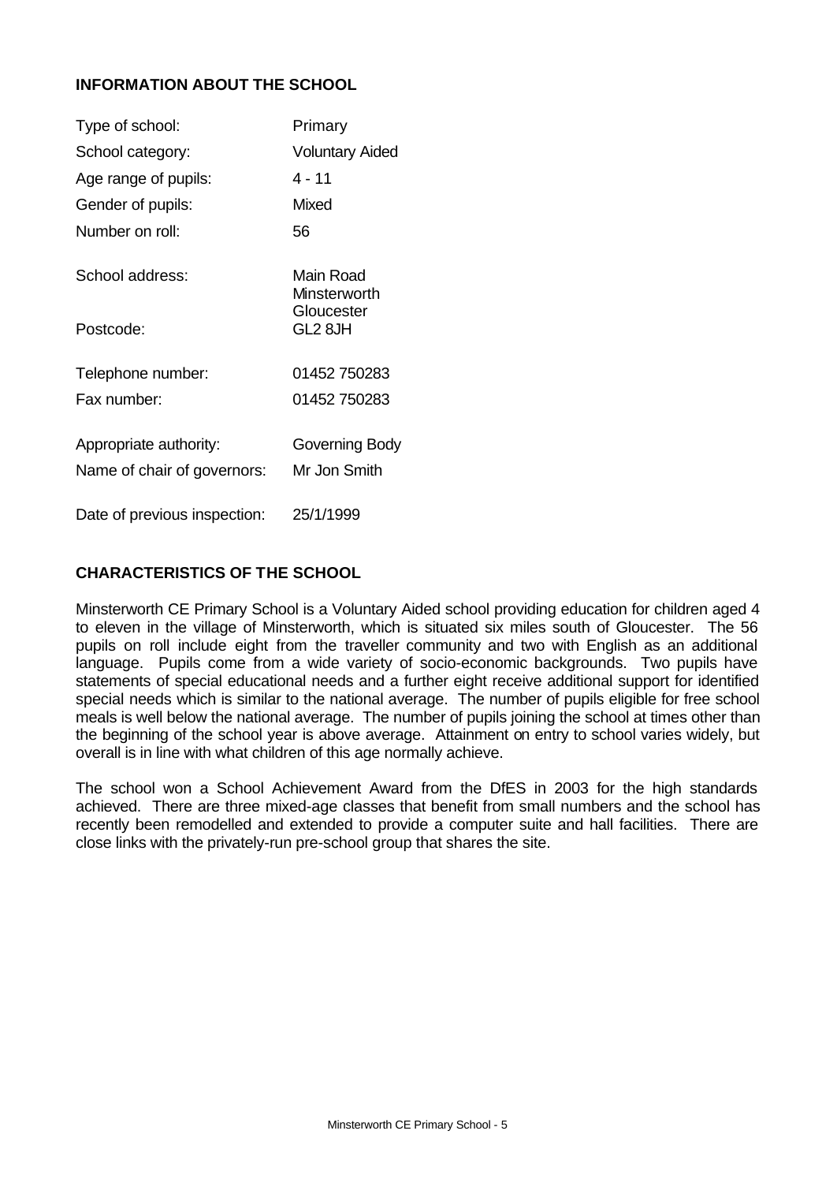## INFORMATION ABOUT THE SCHOOL

| | |
|---|---|
| Type of school: | Primary |
| School category: | Voluntary Aided |
| Age range of pupils: | 4 - 11 |
| Gender of pupils: | Mixed |
| Number on roll: | 56 |
| School address: | Main Road<br>Minsterworth<br>Gloucester |
| Postcode: | GL2 8JH |
| Telephone number: | 01452 750283 |
| Fax number: | 01452 750283 |
| Appropriate authority: | Governing Body |
| Name of chair of governors: | Mr Jon Smith |
| Date of previous inspection: | 25/1/1999 |

## CHARACTERISTICS OF THE SCHOOL

Minsterworth CE Primary School is a Voluntary Aided school providing education for children aged 4 to eleven in the village of Minsterworth, which is situated six miles south of Gloucester. The 56 pupils on roll include eight from the traveller community and two with English as an additional language. Pupils come from a wide variety of socio-economic backgrounds. Two pupils have statements of special educational needs and a further eight receive additional support for identified special needs which is similar to the national average. The number of pupils eligible for free school meals is well below the national average. The number of pupils joining the school at times other than the beginning of the school year is above average. Attainment on entry to school varies widely, but overall is in line with what children of this age normally achieve.

The school won a School Achievement Award from the DfES in 2003 for the high standards achieved. There are three mixed-age classes that benefit from small numbers and the school has recently been remodelled and extended to provide a computer suite and hall facilities. There are close links with the privately-run pre-school group that shares the site.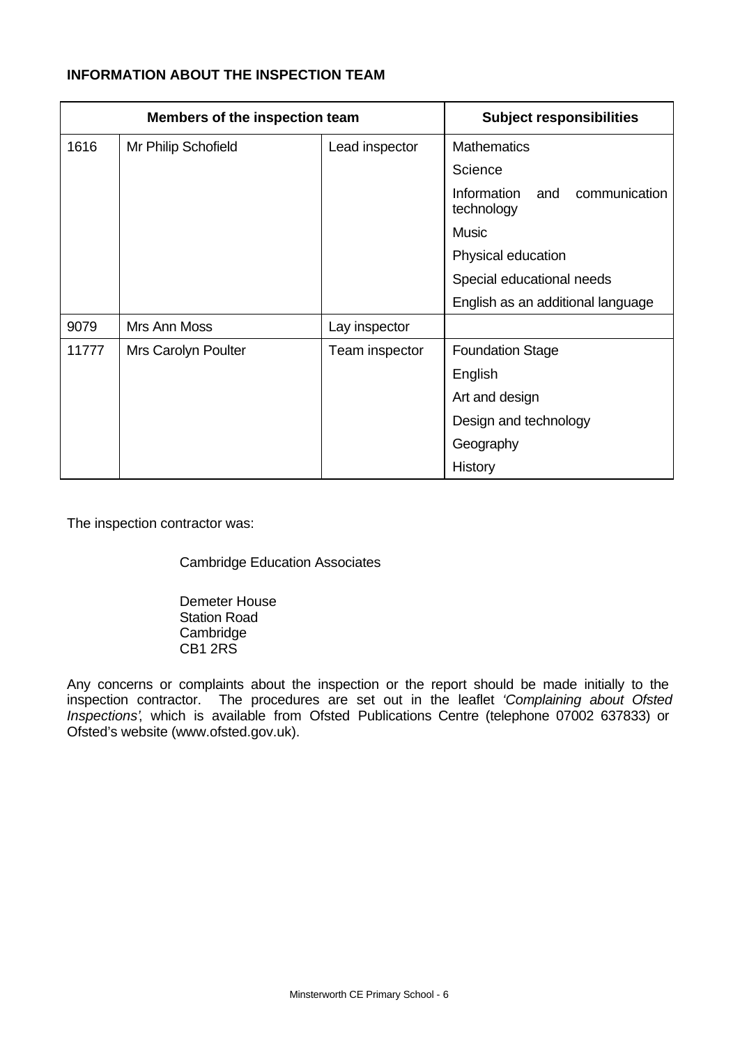**INFORMATION ABOUT THE INSPECTION TEAM**

| Members of the inspection team | | | Subject responsibilities |
|---|---|---|---|
| 1616 | Mr Philip Schofield | Lead inspector | Mathematics |
| | | | Science |
| | | | Information and communication technology |
| | | | Music |
| | | | Physical education |
| | | | Special educational needs |
| | | | English as an additional language |
| 9079 | Mrs Ann Moss | Lay inspector | |
| 11777 | Mrs Carolyn Poulter | Team inspector | Foundation Stage |
| | | | English |
| | | | Art and design |
| | | | Design and technology |
| | | | Geography |
| | | | History |

The inspection contractor was:

Cambridge Education Associates

Demeter House
Station Road
Cambridge
CB1 2RS

Any concerns or complaints about the inspection or the report should be made initially to the inspection contractor. The procedures are set out in the leaflet *'Complaining about Ofsted Inspections'*, which is available from Ofsted Publications Centre (telephone 07002 637833) or Ofsted's website (www.ofsted.gov.uk).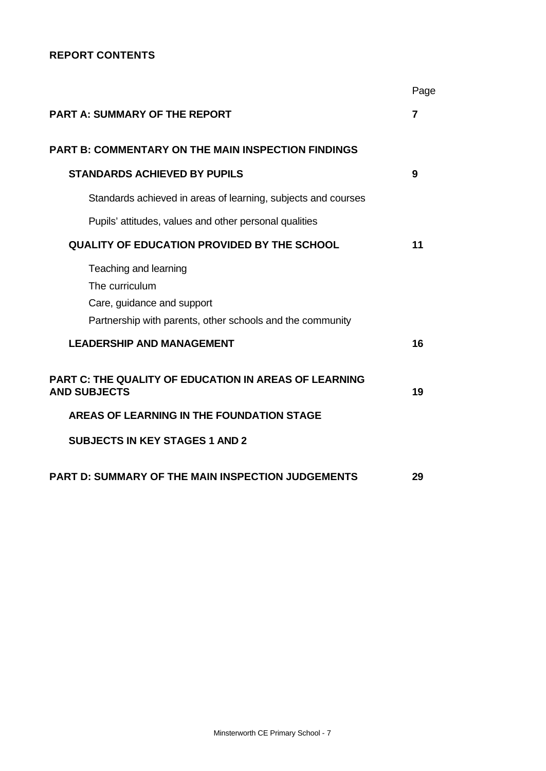**REPORT CONTENTS**

| | Page |
|---|---|
| **PART A: SUMMARY OF THE REPORT** | **7** |
| **PART B: COMMENTARY ON THE MAIN INSPECTION FINDINGS** | |
| **STANDARDS ACHIEVED BY PUPILS** | **9** |
| Standards achieved in areas of learning, subjects and courses | |
| Pupils' attitudes, values and other personal qualities | |
| **QUALITY OF EDUCATION PROVIDED BY THE SCHOOL** | **11** |
| Teaching and learning | |
| The curriculum | |
| Care, guidance and support | |
| Partnership with parents, other schools and the community | |
| **LEADERSHIP AND MANAGEMENT** | **16** |
| **PART C: THE QUALITY OF EDUCATION IN AREAS OF LEARNING AND SUBJECTS** | **19** |
| **AREAS OF LEARNING IN THE FOUNDATION STAGE** | |
| **SUBJECTS IN KEY STAGES 1 AND 2** | |
| **PART D: SUMMARY OF THE MAIN INSPECTION JUDGEMENTS** | **29** |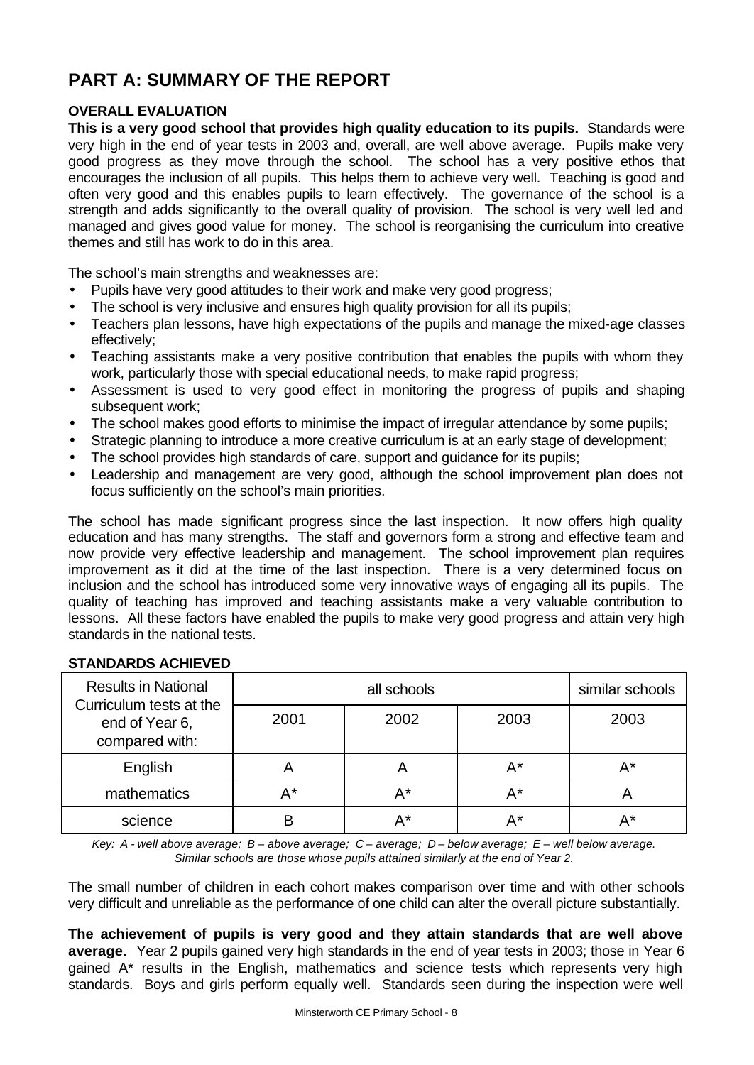# PART A: SUMMARY OF THE REPORT

**OVERALL EVALUATION**

**This is a very good school that provides high quality education to its pupils.** Standards were very high in the end of year tests in 2003 and, overall, are well above average. Pupils make very good progress as they move through the school. The school has a very positive ethos that encourages the inclusion of all pupils. This helps them to achieve very well. Teaching is good and often very good and this enables pupils to learn effectively. The governance of the school is a strength and adds significantly to the overall quality of provision. The school is very well led and managed and gives good value for money. The school is reorganising the curriculum into creative themes and still has work to do in this area.

The school's main strengths and weaknesses are:

- Pupils have very good attitudes to their work and make very good progress;
- The school is very inclusive and ensures high quality provision for all its pupils;
- Teachers plan lessons, have high expectations of the pupils and manage the mixed-age classes effectively;
- Teaching assistants make a very positive contribution that enables the pupils with whom they work, particularly those with special educational needs, to make rapid progress;
- Assessment is used to very good effect in monitoring the progress of pupils and shaping subsequent work;
- The school makes good efforts to minimise the impact of irregular attendance by some pupils;
- Strategic planning to introduce a more creative curriculum is at an early stage of development;
- The school provides high standards of care, support and guidance for its pupils;
- Leadership and management are very good, although the school improvement plan does not focus sufficiently on the school's main priorities.

The school has made significant progress since the last inspection. It now offers high quality education and has many strengths. The staff and governors form a strong and effective team and now provide very effective leadership and management. The school improvement plan requires improvement as it did at the time of the last inspection. There is a very determined focus on inclusion and the school has introduced some very innovative ways of engaging all its pupils. The quality of teaching has improved and teaching assistants make a very valuable contribution to lessons. All these factors have enabled the pupils to make very good progress and attain very high standards in the national tests.

**STANDARDS ACHIEVED**

| Results in National Curriculum tests at the end of Year 6, compared with: | all schools | | | similar schools |
|---|---|---|---|---|
| | 2001 | 2002 | 2003 | 2003 |
| English | A | A | A* | A* |
| mathematics | A* | A* | A* | A |
| science | B | A* | A* | A* |

*Key: A - well above average; B – above average; C – average; D – below average; E – well below average. Similar schools are those whose pupils attained similarly at the end of Year 2.*

The small number of children in each cohort makes comparison over time and with other schools very difficult and unreliable as the performance of one child can alter the overall picture substantially.

**The achievement of pupils is very good and they attain standards that are well above average.** Year 2 pupils gained very high standards in the end of year tests in 2003; those in Year 6 gained A* results in the English, mathematics and science tests which represents very high standards. Boys and girls perform equally well. Standards seen during the inspection were well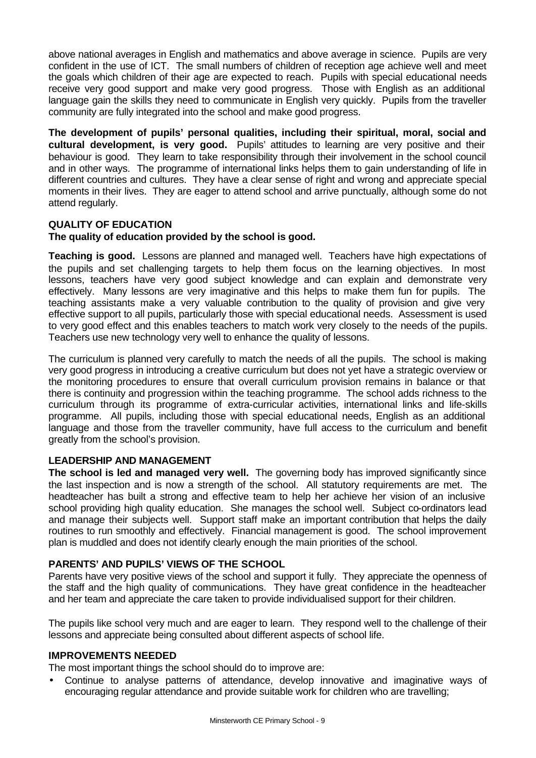above national averages in English and mathematics and above average in science. Pupils are very confident in the use of ICT. The small numbers of children of reception age achieve well and meet the goals which children of their age are expected to reach. Pupils with special educational needs receive very good support and make very good progress. Those with English as an additional language gain the skills they need to communicate in English very quickly. Pupils from the traveller community are fully integrated into the school and make good progress.

**The development of pupils' personal qualities, including their spiritual, moral, social and cultural development, is very good.** Pupils' attitudes to learning are very positive and their behaviour is good. They learn to take responsibility through their involvement in the school council and in other ways. The programme of international links helps them to gain understanding of life in different countries and cultures. They have a clear sense of right and wrong and appreciate special moments in their lives. They are eager to attend school and arrive punctually, although some do not attend regularly.

## QUALITY OF EDUCATION

**The quality of education provided by the school is good.**

**Teaching is good.** Lessons are planned and managed well. Teachers have high expectations of the pupils and set challenging targets to help them focus on the learning objectives. In most lessons, teachers have very good subject knowledge and can explain and demonstrate very effectively. Many lessons are very imaginative and this helps to make them fun for pupils. The teaching assistants make a very valuable contribution to the quality of provision and give very effective support to all pupils, particularly those with special educational needs. Assessment is used to very good effect and this enables teachers to match work very closely to the needs of the pupils. Teachers use new technology very well to enhance the quality of lessons.

The curriculum is planned very carefully to match the needs of all the pupils. The school is making very good progress in introducing a creative curriculum but does not yet have a strategic overview or the monitoring procedures to ensure that overall curriculum provision remains in balance or that there is continuity and progression within the teaching programme. The school adds richness to the curriculum through its programme of extra-curricular activities, international links and life-skills programme. All pupils, including those with special educational needs, English as an additional language and those from the traveller community, have full access to the curriculum and benefit greatly from the school's provision.

## LEADERSHIP AND MANAGEMENT

**The school is led and managed very well.** The governing body has improved significantly since the last inspection and is now a strength of the school. All statutory requirements are met. The headteacher has built a strong and effective team to help her achieve her vision of an inclusive school providing high quality education. She manages the school well. Subject co-ordinators lead and manage their subjects well. Support staff make an important contribution that helps the daily routines to run smoothly and effectively. Financial management is good. The school improvement plan is muddled and does not identify clearly enough the main priorities of the school.

## PARENTS' AND PUPILS' VIEWS OF THE SCHOOL

Parents have very positive views of the school and support it fully. They appreciate the openness of the staff and the high quality of communications. They have great confidence in the headteacher and her team and appreciate the care taken to provide individualised support for their children.

The pupils like school very much and are eager to learn. They respond well to the challenge of their lessons and appreciate being consulted about different aspects of school life.

## IMPROVEMENTS NEEDED

The most important things the school should do to improve are:

- Continue to analyse patterns of attendance, develop innovative and imaginative ways of encouraging regular attendance and provide suitable work for children who are travelling;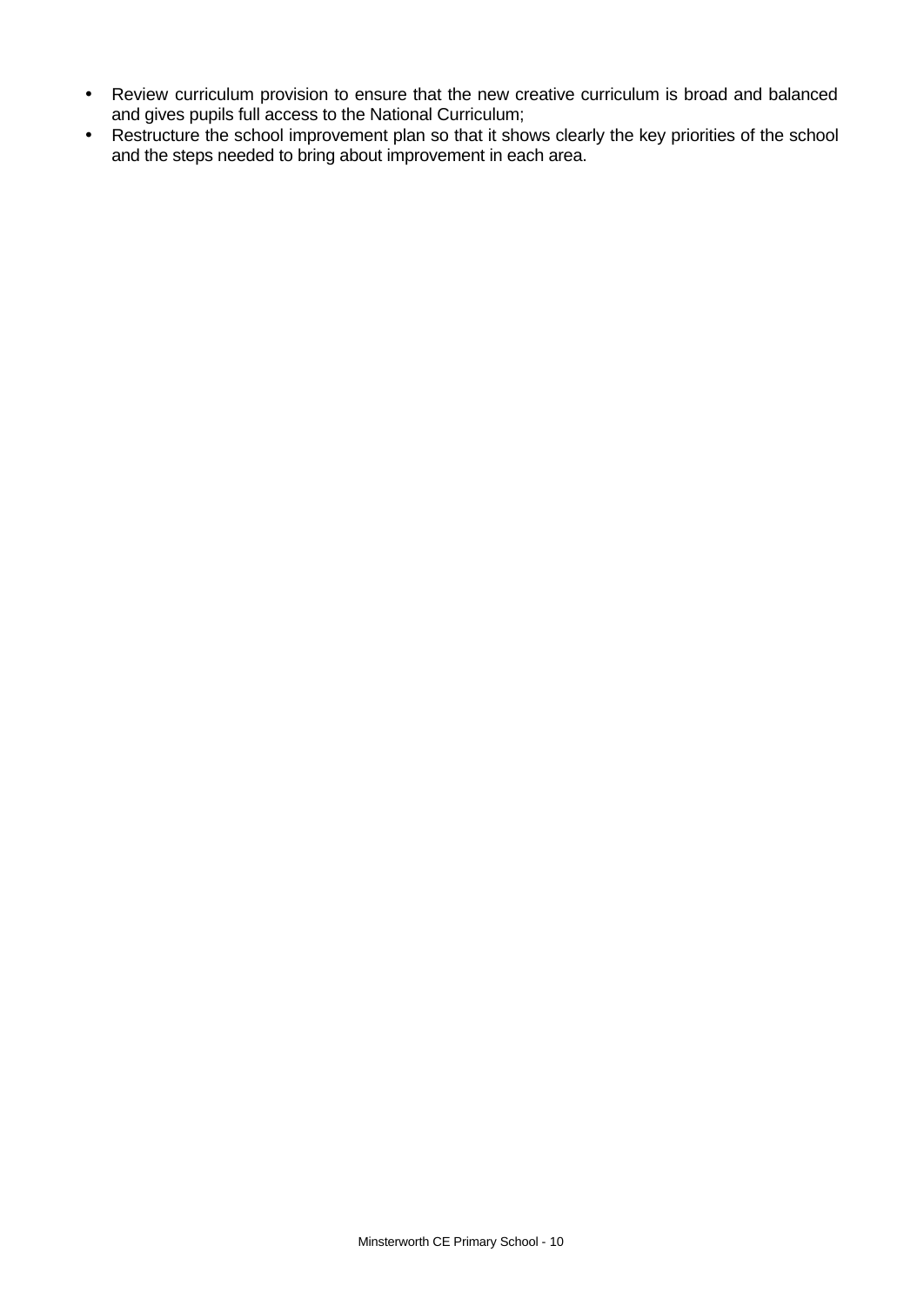- Review curriculum provision to ensure that the new creative curriculum is broad and balanced and gives pupils full access to the National Curriculum;
- Restructure the school improvement plan so that it shows clearly the key priorities of the school and the steps needed to bring about improvement in each area.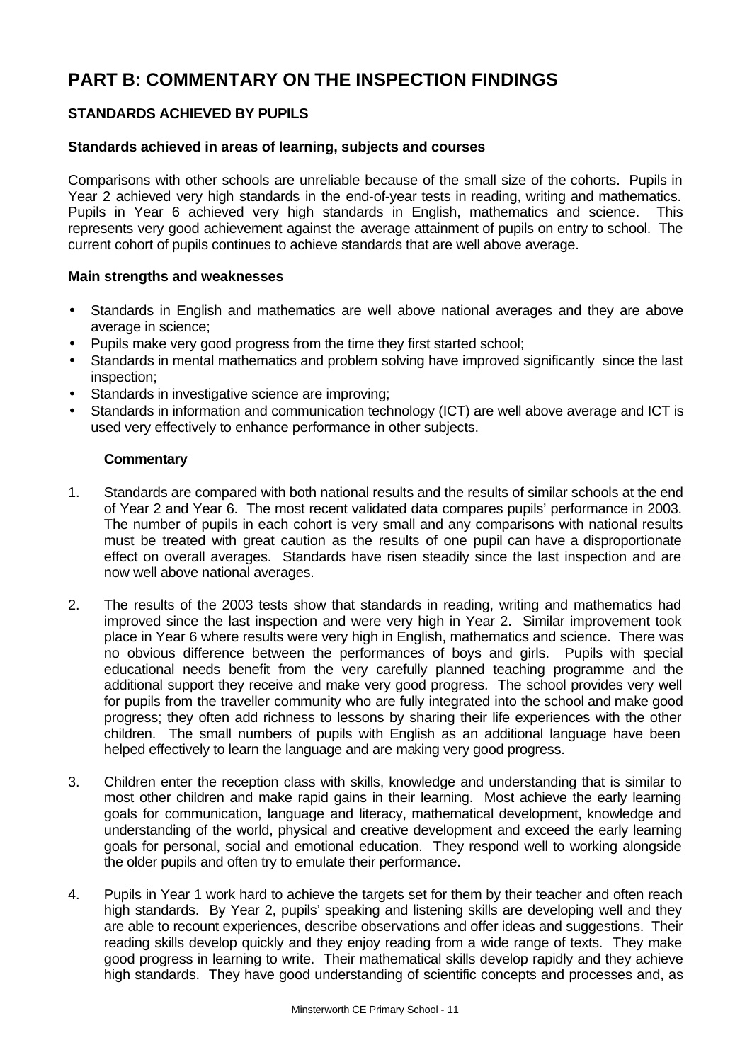# PART B: COMMENTARY ON THE INSPECTION FINDINGS

## STANDARDS ACHIEVED BY PUPILS

### Standards achieved in areas of learning, subjects and courses

Comparisons with other schools are unreliable because of the small size of the cohorts. Pupils in Year 2 achieved very high standards in the end-of-year tests in reading, writing and mathematics. Pupils in Year 6 achieved very high standards in English, mathematics and science. This represents very good achievement against the average attainment of pupils on entry to school. The current cohort of pupils continues to achieve standards that are well above average.

### Main strengths and weaknesses

- Standards in English and mathematics are well above national averages and they are above average in science;
- Pupils make very good progress from the time they first started school;
- Standards in mental mathematics and problem solving have improved significantly since the last inspection;
- Standards in investigative science are improving;
- Standards in information and communication technology (ICT) are well above average and ICT is used very effectively to enhance performance in other subjects.

#### Commentary

1. Standards are compared with both national results and the results of similar schools at the end of Year 2 and Year 6. The most recent validated data compares pupils' performance in 2003. The number of pupils in each cohort is very small and any comparisons with national results must be treated with great caution as the results of one pupil can have a disproportionate effect on overall averages. Standards have risen steadily since the last inspection and are now well above national averages.

2. The results of the 2003 tests show that standards in reading, writing and mathematics had improved since the last inspection and were very high in Year 2. Similar improvement took place in Year 6 where results were very high in English, mathematics and science. There was no obvious difference between the performances of boys and girls. Pupils with special educational needs benefit from the very carefully planned teaching programme and the additional support they receive and make very good progress. The school provides very well for pupils from the traveller community who are fully integrated into the school and make good progress; they often add richness to lessons by sharing their life experiences with the other children. The small numbers of pupils with English as an additional language have been helped effectively to learn the language and are making very good progress.

3. Children enter the reception class with skills, knowledge and understanding that is similar to most other children and make rapid gains in their learning. Most achieve the early learning goals for communication, language and literacy, mathematical development, knowledge and understanding of the world, physical and creative development and exceed the early learning goals for personal, social and emotional education. They respond well to working alongside the older pupils and often try to emulate their performance.

4. Pupils in Year 1 work hard to achieve the targets set for them by their teacher and often reach high standards. By Year 2, pupils' speaking and listening skills are developing well and they are able to recount experiences, describe observations and offer ideas and suggestions. Their reading skills develop quickly and they enjoy reading from a wide range of texts. They make good progress in learning to write. Their mathematical skills develop rapidly and they achieve high standards. They have good understanding of scientific concepts and processes and, as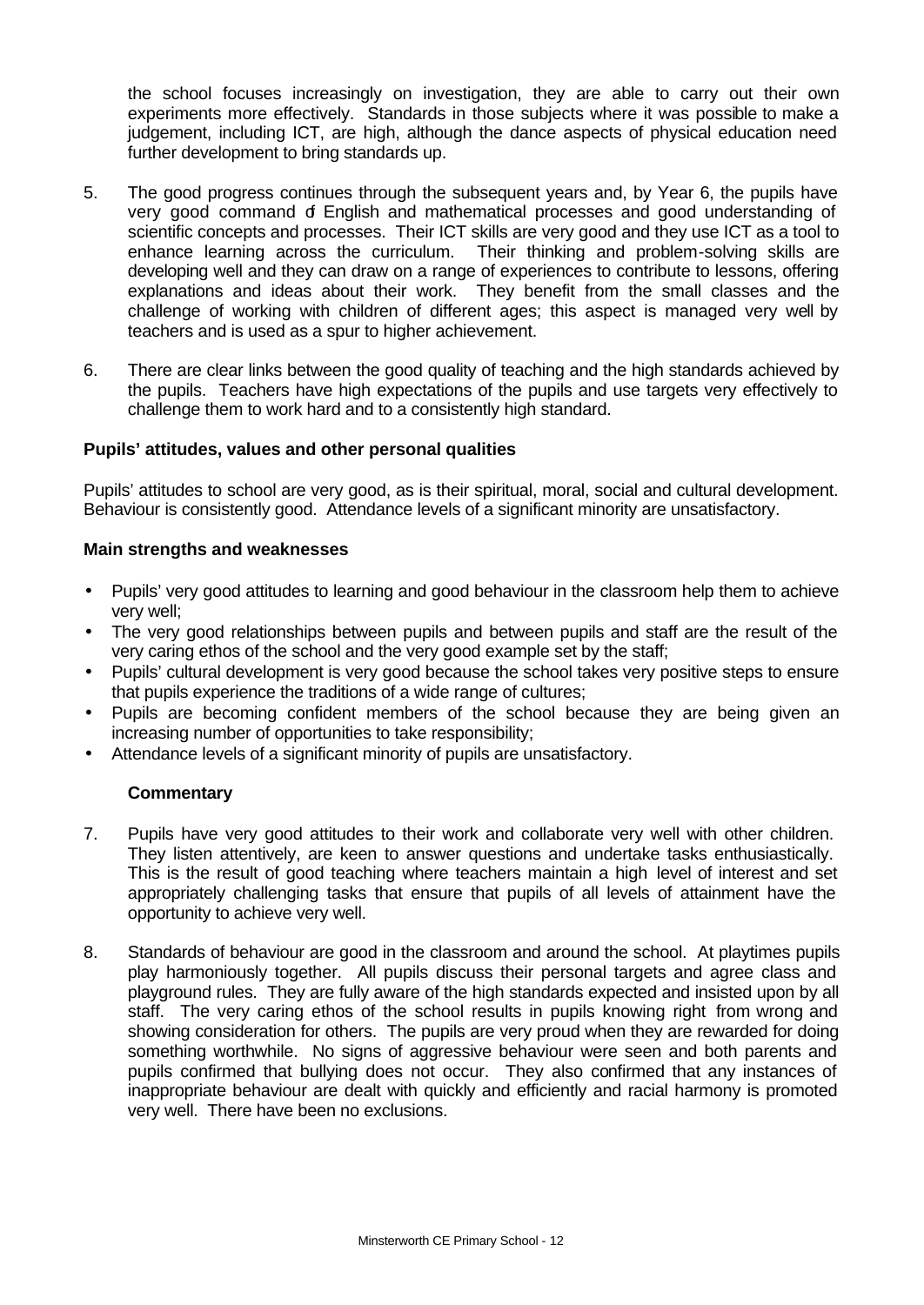the school focuses increasingly on investigation, they are able to carry out their own experiments more effectively. Standards in those subjects where it was possible to make a judgement, including ICT, are high, although the dance aspects of physical education need further development to bring standards up.

5. The good progress continues through the subsequent years and, by Year 6, the pupils have very good command of English and mathematical processes and good understanding of scientific concepts and processes. Their ICT skills are very good and they use ICT as a tool to enhance learning across the curriculum. Their thinking and problem-solving skills are developing well and they can draw on a range of experiences to contribute to lessons, offering explanations and ideas about their work. They benefit from the small classes and the challenge of working with children of different ages; this aspect is managed very well by teachers and is used as a spur to higher achievement.

6. There are clear links between the good quality of teaching and the high standards achieved by the pupils. Teachers have high expectations of the pupils and use targets very effectively to challenge them to work hard and to a consistently high standard.

### Pupils' attitudes, values and other personal qualities

Pupils' attitudes to school are very good, as is their spiritual, moral, social and cultural development. Behaviour is consistently good. Attendance levels of a significant minority are unsatisfactory.

#### Main strengths and weaknesses

- Pupils' very good attitudes to learning and good behaviour in the classroom help them to achieve very well;
- The very good relationships between pupils and between pupils and staff are the result of the very caring ethos of the school and the very good example set by the staff;
- Pupils' cultural development is very good because the school takes very positive steps to ensure that pupils experience the traditions of a wide range of cultures;
- Pupils are becoming confident members of the school because they are being given an increasing number of opportunities to take responsibility;
- Attendance levels of a significant minority of pupils are unsatisfactory.

#### Commentary

7. Pupils have very good attitudes to their work and collaborate very well with other children. They listen attentively, are keen to answer questions and undertake tasks enthusiastically. This is the result of good teaching where teachers maintain a high level of interest and set appropriately challenging tasks that ensure that pupils of all levels of attainment have the opportunity to achieve very well.

8. Standards of behaviour are good in the classroom and around the school. At playtimes pupils play harmoniously together. All pupils discuss their personal targets and agree class and playground rules. They are fully aware of the high standards expected and insisted upon by all staff. The very caring ethos of the school results in pupils knowing right from wrong and showing consideration for others. The pupils are very proud when they are rewarded for doing something worthwhile. No signs of aggressive behaviour were seen and both parents and pupils confirmed that bullying does not occur. They also confirmed that any instances of inappropriate behaviour are dealt with quickly and efficiently and racial harmony is promoted very well. There have been no exclusions.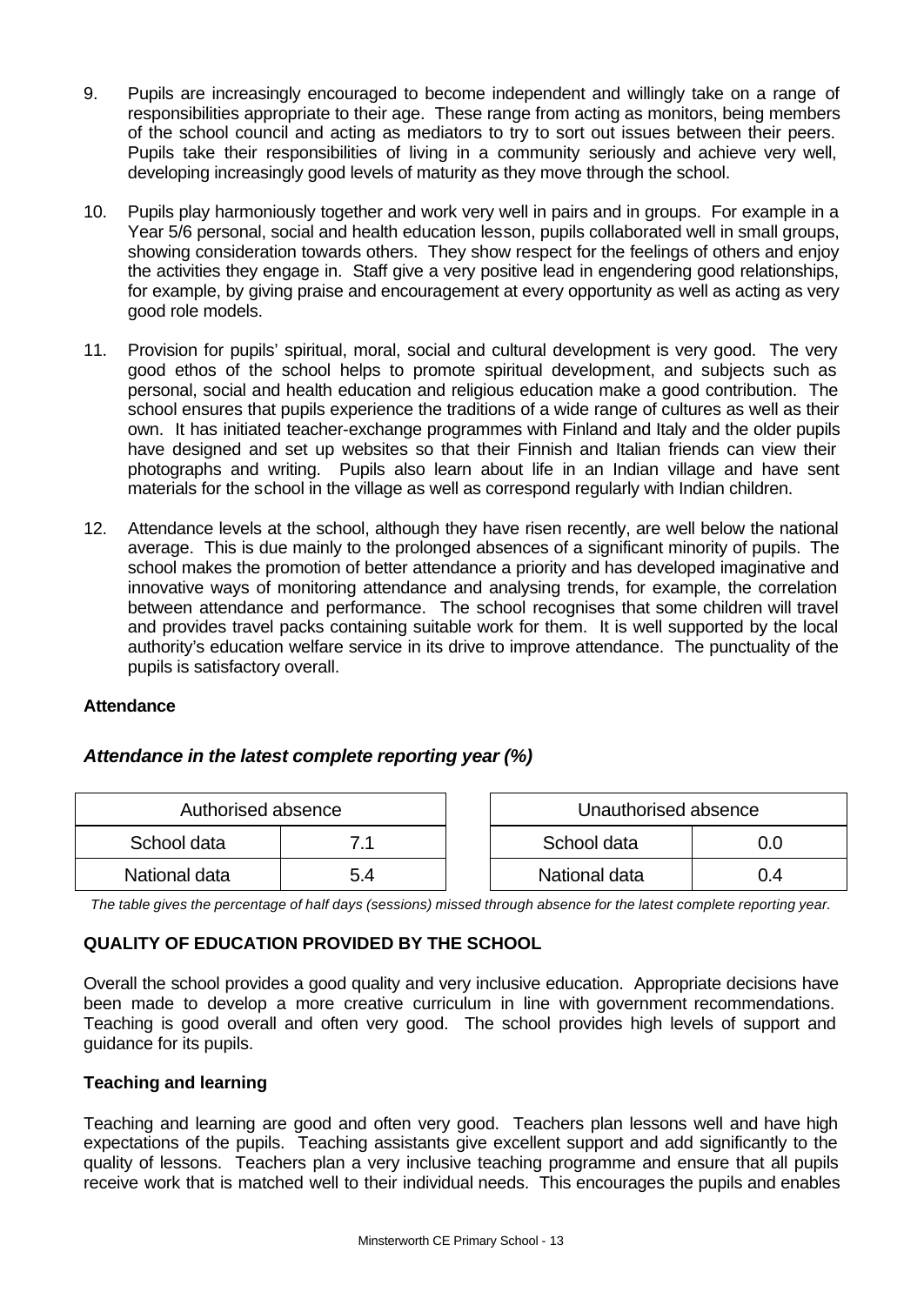9. Pupils are increasingly encouraged to become independent and willingly take on a range of responsibilities appropriate to their age. These range from acting as monitors, being members of the school council and acting as mediators to try to sort out issues between their peers. Pupils take their responsibilities of living in a community seriously and achieve very well, developing increasingly good levels of maturity as they move through the school.

10. Pupils play harmoniously together and work very well in pairs and in groups. For example in a Year 5/6 personal, social and health education lesson, pupils collaborated well in small groups, showing consideration towards others. They show respect for the feelings of others and enjoy the activities they engage in. Staff give a very positive lead in engendering good relationships, for example, by giving praise and encouragement at every opportunity as well as acting as very good role models.

11. Provision for pupils' spiritual, moral, social and cultural development is very good. The very good ethos of the school helps to promote spiritual development, and subjects such as personal, social and health education and religious education make a good contribution. The school ensures that pupils experience the traditions of a wide range of cultures as well as their own. It has initiated teacher-exchange programmes with Finland and Italy and the older pupils have designed and set up websites so that their Finnish and Italian friends can view their photographs and writing. Pupils also learn about life in an Indian village and have sent materials for the school in the village as well as correspond regularly with Indian children.

12. Attendance levels at the school, although they have risen recently, are well below the national average. This is due mainly to the prolonged absences of a significant minority of pupils. The school makes the promotion of better attendance a priority and has developed imaginative and innovative ways of monitoring attendance and analysing trends, for example, the correlation between attendance and performance. The school recognises that some children will travel and provides travel packs containing suitable work for them. It is well supported by the local authority's education welfare service in its drive to improve attendance. The punctuality of the pupils is satisfactory overall.

**Attendance**

***Attendance in the latest complete reporting year (%)***

| Authorised absence | |
|---|---|
| School data | 7.1 |
| National data | 5.4 |

| Unauthorised absence | |
|---|---|
| School data | 0.0 |
| National data | 0.4 |

*The table gives the percentage of half days (sessions) missed through absence for the latest complete reporting year.*

**QUALITY OF EDUCATION PROVIDED BY THE SCHOOL**

Overall the school provides a good quality and very inclusive education. Appropriate decisions have been made to develop a more creative curriculum in line with government recommendations. Teaching is good overall and often very good. The school provides high levels of support and guidance for its pupils.

**Teaching and learning**

Teaching and learning are good and often very good. Teachers plan lessons well and have high expectations of the pupils. Teaching assistants give excellent support and add significantly to the quality of lessons. Teachers plan a very inclusive teaching programme and ensure that all pupils receive work that is matched well to their individual needs. This encourages the pupils and enables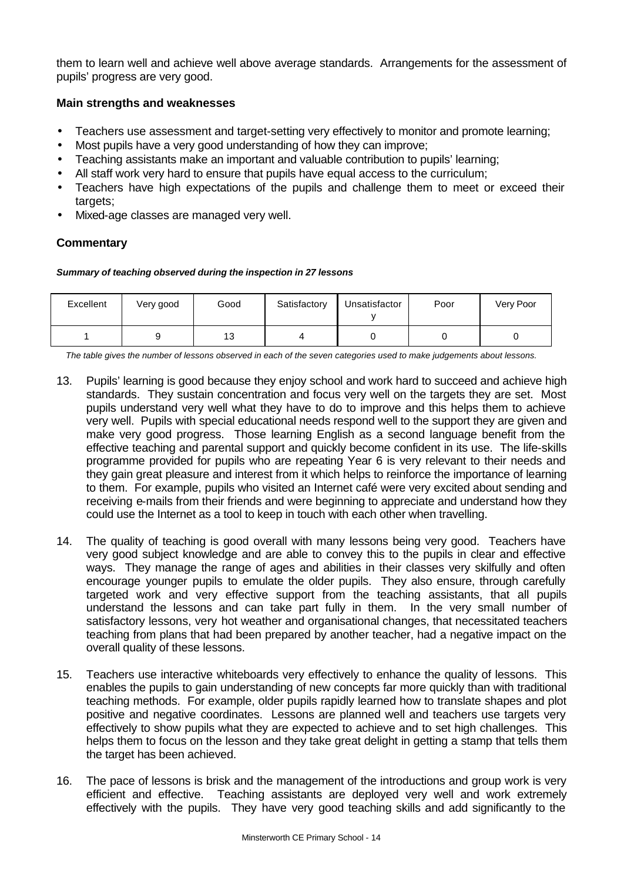them to learn well and achieve well above average standards. Arrangements for the assessment of pupils' progress are very good.

### Main strengths and weaknesses

- Teachers use assessment and target-setting very effectively to monitor and promote learning;
- Most pupils have a very good understanding of how they can improve;
- Teaching assistants make an important and valuable contribution to pupils' learning;
- All staff work very hard to ensure that pupils have equal access to the curriculum;
- Teachers have high expectations of the pupils and challenge them to meet or exceed their targets;
- Mixed-age classes are managed very well.

### Commentary

***Summary of teaching observed during the inspection in 27 lessons***

| Excellent | Very good | Good | Satisfactory | Unsatisfactory | Poor | Very Poor |
|---|---|---|---|---|---|---|
| 1 | 9 | 13 | 4 | 0 | 0 | 0 |

*The table gives the number of lessons observed in each of the seven categories used to make judgements about lessons.*

13. Pupils' learning is good because they enjoy school and work hard to succeed and achieve high standards. They sustain concentration and focus very well on the targets they are set. Most pupils understand very well what they have to do to improve and this helps them to achieve very well. Pupils with special educational needs respond well to the support they are given and make very good progress. Those learning English as a second language benefit from the effective teaching and parental support and quickly become confident in its use. The life-skills programme provided for pupils who are repeating Year 6 is very relevant to their needs and they gain great pleasure and interest from it which helps to reinforce the importance of learning to them. For example, pupils who visited an Internet café were very excited about sending and receiving e-mails from their friends and were beginning to appreciate and understand how they could use the Internet as a tool to keep in touch with each other when travelling.

14. The quality of teaching is good overall with many lessons being very good. Teachers have very good subject knowledge and are able to convey this to the pupils in clear and effective ways. They manage the range of ages and abilities in their classes very skilfully and often encourage younger pupils to emulate the older pupils. They also ensure, through carefully targeted work and very effective support from the teaching assistants, that all pupils understand the lessons and can take part fully in them. In the very small number of satisfactory lessons, very hot weather and organisational changes, that necessitated teachers teaching from plans that had been prepared by another teacher, had a negative impact on the overall quality of these lessons.

15. Teachers use interactive whiteboards very effectively to enhance the quality of lessons. This enables the pupils to gain understanding of new concepts far more quickly than with traditional teaching methods. For example, older pupils rapidly learned how to translate shapes and plot positive and negative coordinates. Lessons are planned well and teachers use targets very effectively to show pupils what they are expected to achieve and to set high challenges. This helps them to focus on the lesson and they take great delight in getting a stamp that tells them the target has been achieved.

16. The pace of lessons is brisk and the management of the introductions and group work is very efficient and effective. Teaching assistants are deployed very well and work extremely effectively with the pupils. They have very good teaching skills and add significantly to the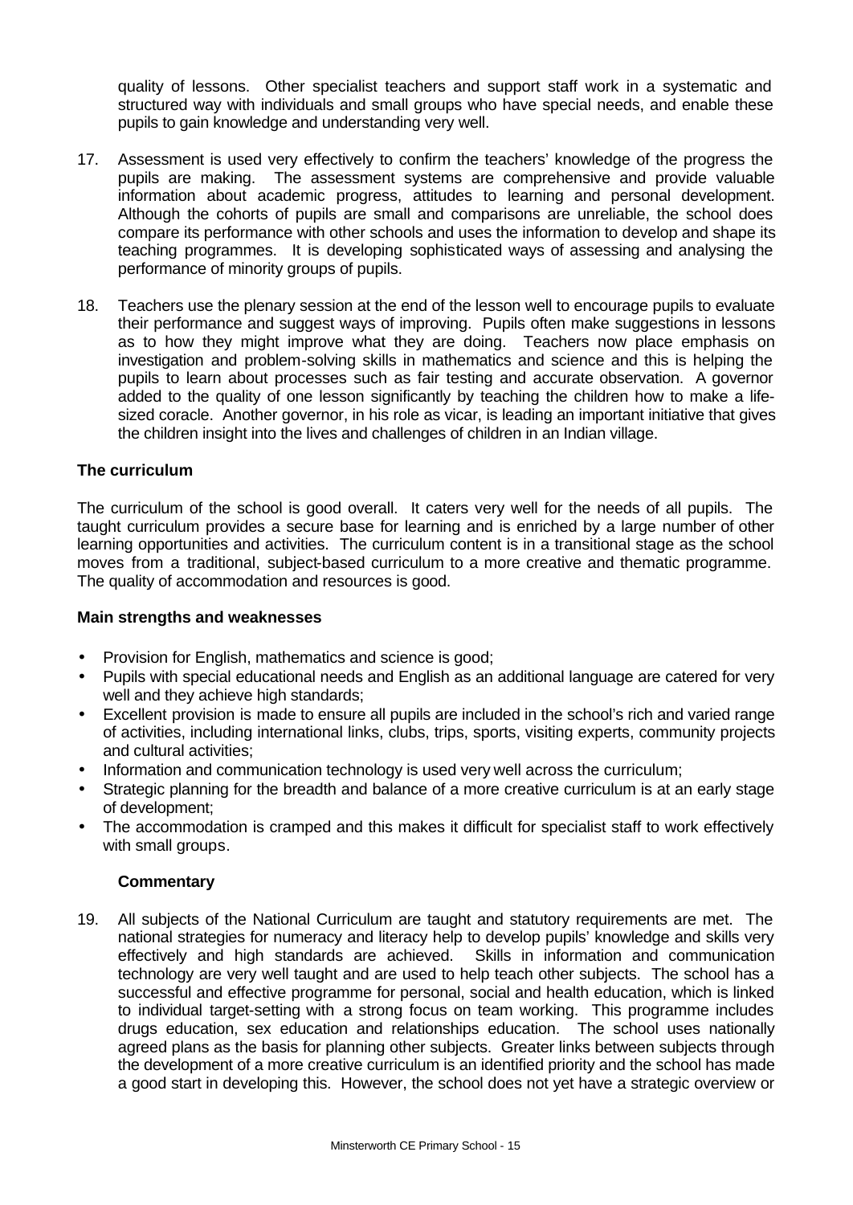quality of lessons. Other specialist teachers and support staff work in a systematic and structured way with individuals and small groups who have special needs, and enable these pupils to gain knowledge and understanding very well.

17. Assessment is used very effectively to confirm the teachers' knowledge of the progress the pupils are making. The assessment systems are comprehensive and provide valuable information about academic progress, attitudes to learning and personal development. Although the cohorts of pupils are small and comparisons are unreliable, the school does compare its performance with other schools and uses the information to develop and shape its teaching programmes. It is developing sophisticated ways of assessing and analysing the performance of minority groups of pupils.

18. Teachers use the plenary session at the end of the lesson well to encourage pupils to evaluate their performance and suggest ways of improving. Pupils often make suggestions in lessons as to how they might improve what they are doing. Teachers now place emphasis on investigation and problem-solving skills in mathematics and science and this is helping the pupils to learn about processes such as fair testing and accurate observation. A governor added to the quality of one lesson significantly by teaching the children how to make a life-sized coracle. Another governor, in his role as vicar, is leading an important initiative that gives the children insight into the lives and challenges of children in an Indian village.

### The curriculum

The curriculum of the school is good overall. It caters very well for the needs of all pupils. The taught curriculum provides a secure base for learning and is enriched by a large number of other learning opportunities and activities. The curriculum content is in a transitional stage as the school moves from a traditional, subject-based curriculum to a more creative and thematic programme. The quality of accommodation and resources is good.

#### Main strengths and weaknesses

- Provision for English, mathematics and science is good;
- Pupils with special educational needs and English as an additional language are catered for very well and they achieve high standards;
- Excellent provision is made to ensure all pupils are included in the school's rich and varied range of activities, including international links, clubs, trips, sports, visiting experts, community projects and cultural activities;
- Information and communication technology is used very well across the curriculum;
- Strategic planning for the breadth and balance of a more creative curriculum is at an early stage of development;
- The accommodation is cramped and this makes it difficult for specialist staff to work effectively with small groups.

#### Commentary

19. All subjects of the National Curriculum are taught and statutory requirements are met. The national strategies for numeracy and literacy help to develop pupils' knowledge and skills very effectively and high standards are achieved. Skills in information and communication technology are very well taught and are used to help teach other subjects. The school has a successful and effective programme for personal, social and health education, which is linked to individual target-setting with a strong focus on team working. This programme includes drugs education, sex education and relationships education. The school uses nationally agreed plans as the basis for planning other subjects. Greater links between subjects through the development of a more creative curriculum is an identified priority and the school has made a good start in developing this. However, the school does not yet have a strategic overview or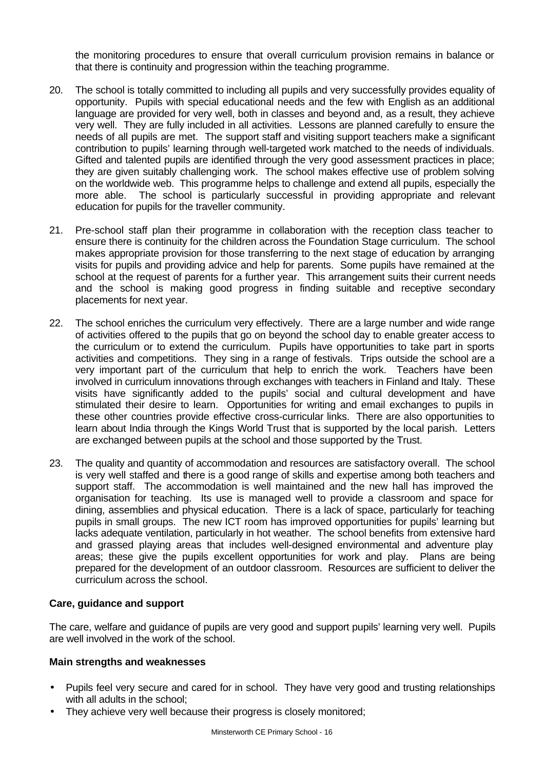the monitoring procedures to ensure that overall curriculum provision remains in balance or that there is continuity and progression within the teaching programme.

20. The school is totally committed to including all pupils and very successfully provides equality of opportunity. Pupils with special educational needs and the few with English as an additional language are provided for very well, both in classes and beyond and, as a result, they achieve very well. They are fully included in all activities. Lessons are planned carefully to ensure the needs of all pupils are met. The support staff and visiting support teachers make a significant contribution to pupils' learning through well-targeted work matched to the needs of individuals. Gifted and talented pupils are identified through the very good assessment practices in place; they are given suitably challenging work. The school makes effective use of problem solving on the worldwide web. This programme helps to challenge and extend all pupils, especially the more able. The school is particularly successful in providing appropriate and relevant education for pupils for the traveller community.

21. Pre-school staff plan their programme in collaboration with the reception class teacher to ensure there is continuity for the children across the Foundation Stage curriculum. The school makes appropriate provision for those transferring to the next stage of education by arranging visits for pupils and providing advice and help for parents. Some pupils have remained at the school at the request of parents for a further year. This arrangement suits their current needs and the school is making good progress in finding suitable and receptive secondary placements for next year.

22. The school enriches the curriculum very effectively. There are a large number and wide range of activities offered to the pupils that go on beyond the school day to enable greater access to the curriculum or to extend the curriculum. Pupils have opportunities to take part in sports activities and competitions. They sing in a range of festivals. Trips outside the school are a very important part of the curriculum that help to enrich the work. Teachers have been involved in curriculum innovations through exchanges with teachers in Finland and Italy. These visits have significantly added to the pupils' social and cultural development and have stimulated their desire to learn. Opportunities for writing and email exchanges to pupils in these other countries provide effective cross-curricular links. There are also opportunities to learn about India through the Kings World Trust that is supported by the local parish. Letters are exchanged between pupils at the school and those supported by the Trust.

23. The quality and quantity of accommodation and resources are satisfactory overall. The school is very well staffed and there is a good range of skills and expertise among both teachers and support staff. The accommodation is well maintained and the new hall has improved the organisation for teaching. Its use is managed well to provide a classroom and space for dining, assemblies and physical education. There is a lack of space, particularly for teaching pupils in small groups. The new ICT room has improved opportunities for pupils' learning but lacks adequate ventilation, particularly in hot weather. The school benefits from extensive hard and grassed playing areas that includes well-designed environmental and adventure play areas; these give the pupils excellent opportunities for work and play. Plans are being prepared for the development of an outdoor classroom. Resources are sufficient to deliver the curriculum across the school.

### Care, guidance and support

The care, welfare and guidance of pupils are very good and support pupils' learning very well. Pupils are well involved in the work of the school.

#### Main strengths and weaknesses

- Pupils feel very secure and cared for in school. They have very good and trusting relationships with all adults in the school;
- They achieve very well because their progress is closely monitored;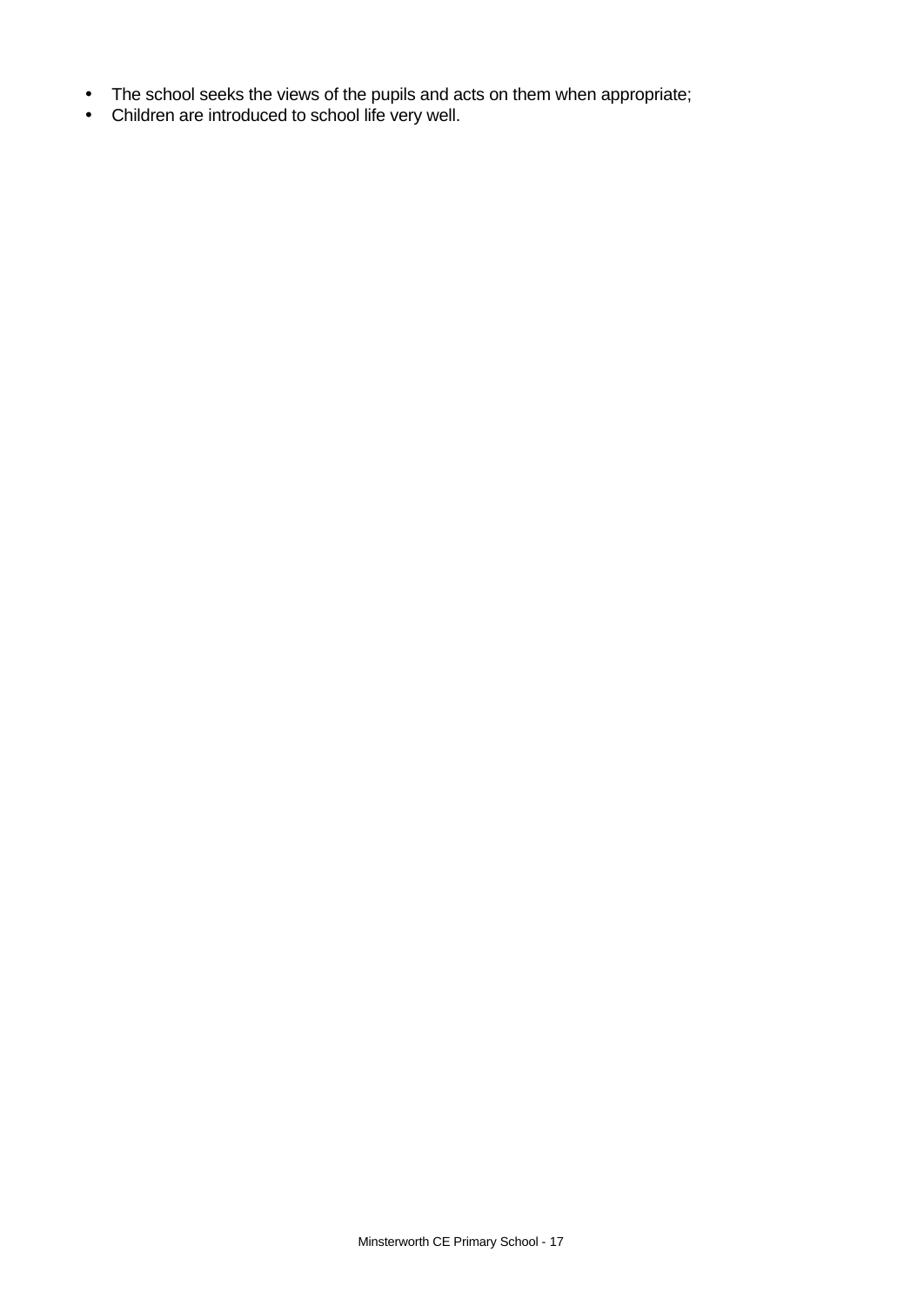- The school seeks the views of the pupils and acts on them when appropriate;
- Children are introduced to school life very well.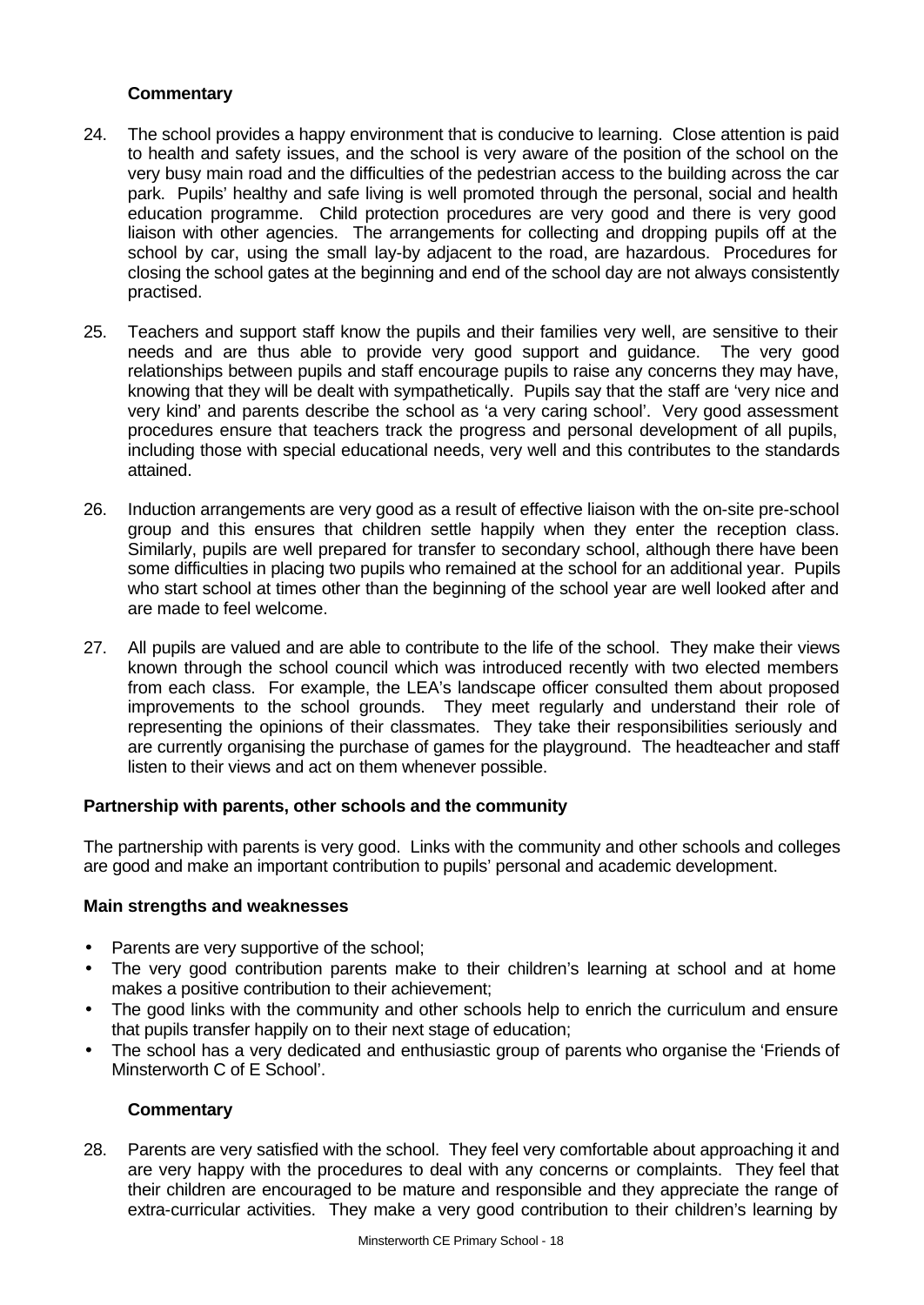### Commentary

24. The school provides a happy environment that is conducive to learning. Close attention is paid to health and safety issues, and the school is very aware of the position of the school on the very busy main road and the difficulties of the pedestrian access to the building across the car park. Pupils' healthy and safe living is well promoted through the personal, social and health education programme. Child protection procedures are very good and there is very good liaison with other agencies. The arrangements for collecting and dropping pupils off at the school by car, using the small lay-by adjacent to the road, are hazardous. Procedures for closing the school gates at the beginning and end of the school day are not always consistently practised.

25. Teachers and support staff know the pupils and their families very well, are sensitive to their needs and are thus able to provide very good support and guidance. The very good relationships between pupils and staff encourage pupils to raise any concerns they may have, knowing that they will be dealt with sympathetically. Pupils say that the staff are 'very nice and very kind' and parents describe the school as 'a very caring school'. Very good assessment procedures ensure that teachers track the progress and personal development of all pupils, including those with special educational needs, very well and this contributes to the standards attained.

26. Induction arrangements are very good as a result of effective liaison with the on-site pre-school group and this ensures that children settle happily when they enter the reception class. Similarly, pupils are well prepared for transfer to secondary school, although there have been some difficulties in placing two pupils who remained at the school for an additional year. Pupils who start school at times other than the beginning of the school year are well looked after and are made to feel welcome.

27. All pupils are valued and are able to contribute to the life of the school. They make their views known through the school council which was introduced recently with two elected members from each class. For example, the LEA's landscape officer consulted them about proposed improvements to the school grounds. They meet regularly and understand their role of representing the opinions of their classmates. They take their responsibilities seriously and are currently organising the purchase of games for the playground. The headteacher and staff listen to their views and act on them whenever possible.

## Partnership with parents, other schools and the community

The partnership with parents is very good. Links with the community and other schools and colleges are good and make an important contribution to pupils' personal and academic development.

### Main strengths and weaknesses

- Parents are very supportive of the school;
- The very good contribution parents make to their children's learning at school and at home makes a positive contribution to their achievement;
- The good links with the community and other schools help to enrich the curriculum and ensure that pupils transfer happily on to their next stage of education;
- The school has a very dedicated and enthusiastic group of parents who organise the 'Friends of Minsterworth C of E School'.

### Commentary

28. Parents are very satisfied with the school. They feel very comfortable about approaching it and are very happy with the procedures to deal with any concerns or complaints. They feel that their children are encouraged to be mature and responsible and they appreciate the range of extra-curricular activities. They make a very good contribution to their children's learning by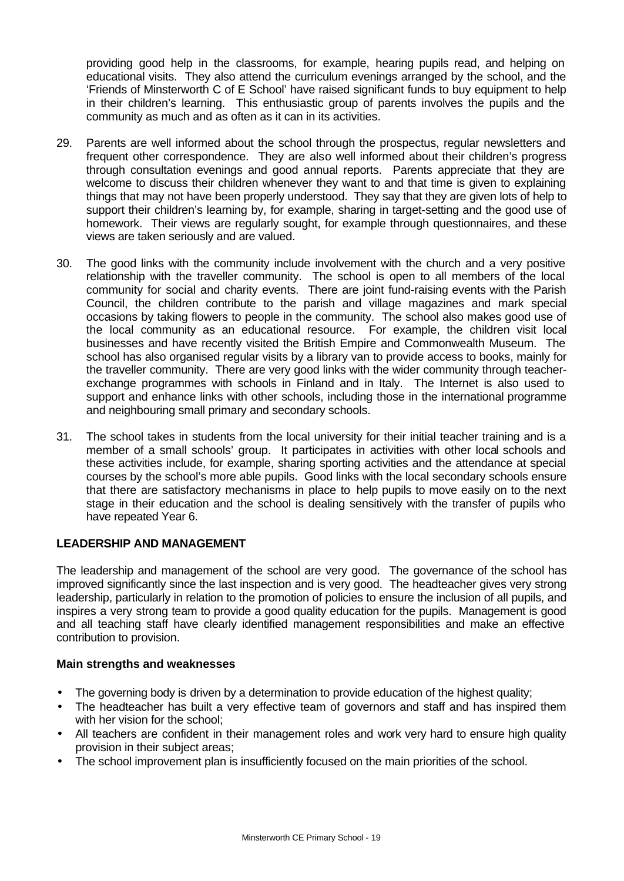providing good help in the classrooms, for example, hearing pupils read, and helping on educational visits. They also attend the curriculum evenings arranged by the school, and the 'Friends of Minsterworth C of E School' have raised significant funds to buy equipment to help in their children's learning. This enthusiastic group of parents involves the pupils and the community as much and as often as it can in its activities.

29. Parents are well informed about the school through the prospectus, regular newsletters and frequent other correspondence. They are also well informed about their children's progress through consultation evenings and good annual reports. Parents appreciate that they are welcome to discuss their children whenever they want to and that time is given to explaining things that may not have been properly understood. They say that they are given lots of help to support their children's learning by, for example, sharing in target-setting and the good use of homework. Their views are regularly sought, for example through questionnaires, and these views are taken seriously and are valued.

30. The good links with the community include involvement with the church and a very positive relationship with the traveller community. The school is open to all members of the local community for social and charity events. There are joint fund-raising events with the Parish Council, the children contribute to the parish and village magazines and mark special occasions by taking flowers to people in the community. The school also makes good use of the local community as an educational resource. For example, the children visit local businesses and have recently visited the British Empire and Commonwealth Museum. The school has also organised regular visits by a library van to provide access to books, mainly for the traveller community. There are very good links with the wider community through teacher-exchange programmes with schools in Finland and in Italy. The Internet is also used to support and enhance links with other schools, including those in the international programme and neighbouring small primary and secondary schools.

31. The school takes in students from the local university for their initial teacher training and is a member of a small schools' group. It participates in activities with other local schools and these activities include, for example, sharing sporting activities and the attendance at special courses by the school's more able pupils. Good links with the local secondary schools ensure that there are satisfactory mechanisms in place to help pupils to move easily on to the next stage in their education and the school is dealing sensitively with the transfer of pupils who have repeated Year 6.

## LEADERSHIP AND MANAGEMENT

The leadership and management of the school are very good. The governance of the school has improved significantly since the last inspection and is very good. The headteacher gives very strong leadership, particularly in relation to the promotion of policies to ensure the inclusion of all pupils, and inspires a very strong team to provide a good quality education for the pupils. Management is good and all teaching staff have clearly identified management responsibilities and make an effective contribution to provision.

### Main strengths and weaknesses

- The governing body is driven by a determination to provide education of the highest quality;
- The headteacher has built a very effective team of governors and staff and has inspired them with her vision for the school;
- All teachers are confident in their management roles and work very hard to ensure high quality provision in their subject areas;
- The school improvement plan is insufficiently focused on the main priorities of the school.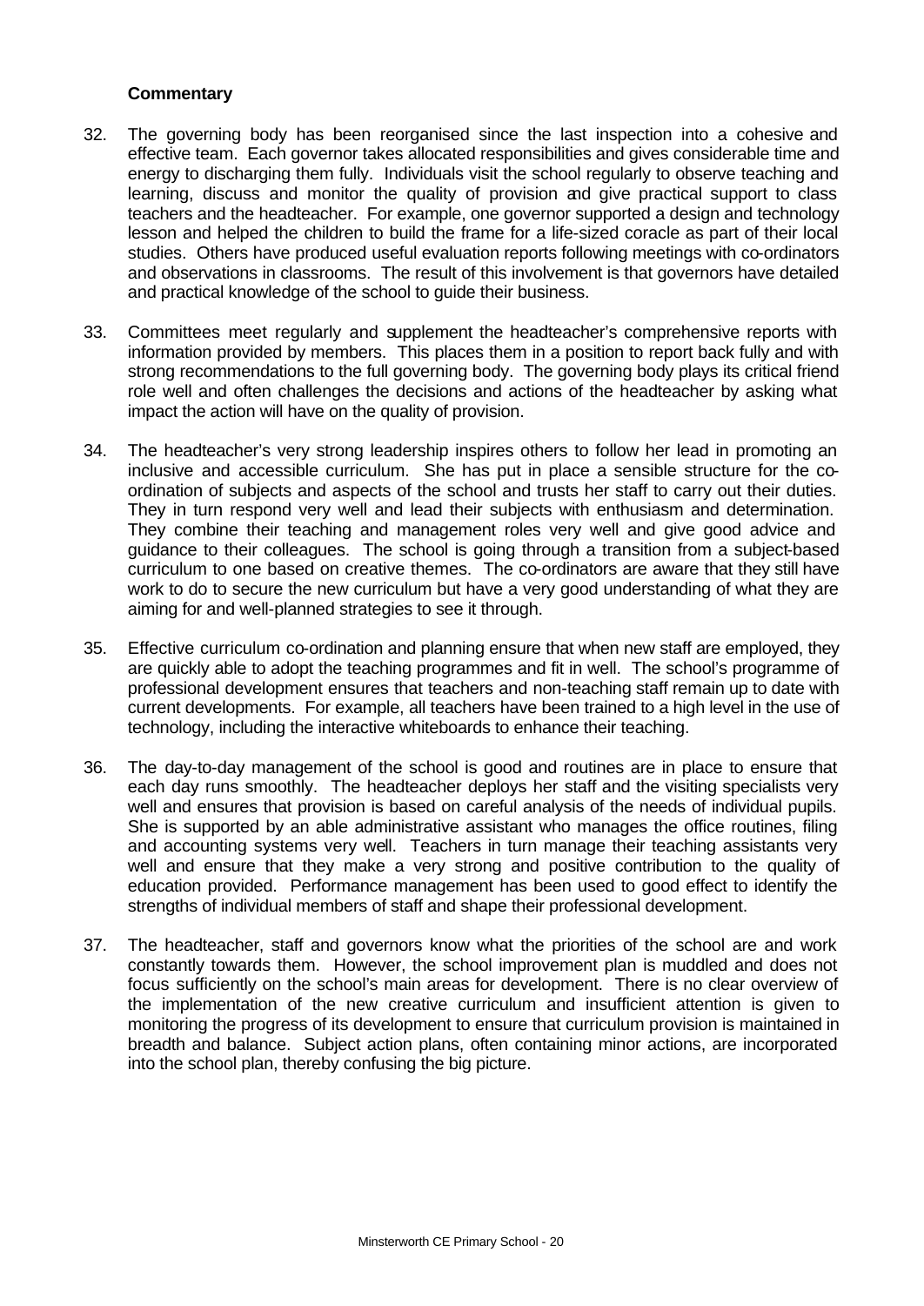**Commentary**

32. The governing body has been reorganised since the last inspection into a cohesive and effective team. Each governor takes allocated responsibilities and gives considerable time and energy to discharging them fully. Individuals visit the school regularly to observe teaching and learning, discuss and monitor the quality of provision and give practical support to class teachers and the headteacher. For example, one governor supported a design and technology lesson and helped the children to build the frame for a life-sized coracle as part of their local studies. Others have produced useful evaluation reports following meetings with co-ordinators and observations in classrooms. The result of this involvement is that governors have detailed and practical knowledge of the school to guide their business.

33. Committees meet regularly and supplement the headteacher's comprehensive reports with information provided by members. This places them in a position to report back fully and with strong recommendations to the full governing body. The governing body plays its critical friend role well and often challenges the decisions and actions of the headteacher by asking what impact the action will have on the quality of provision.

34. The headteacher's very strong leadership inspires others to follow her lead in promoting an inclusive and accessible curriculum. She has put in place a sensible structure for the co-ordination of subjects and aspects of the school and trusts her staff to carry out their duties. They in turn respond very well and lead their subjects with enthusiasm and determination. They combine their teaching and management roles very well and give good advice and guidance to their colleagues. The school is going through a transition from a subject-based curriculum to one based on creative themes. The co-ordinators are aware that they still have work to do to secure the new curriculum but have a very good understanding of what they are aiming for and well-planned strategies to see it through.

35. Effective curriculum co-ordination and planning ensure that when new staff are employed, they are quickly able to adopt the teaching programmes and fit in well. The school's programme of professional development ensures that teachers and non-teaching staff remain up to date with current developments. For example, all teachers have been trained to a high level in the use of technology, including the interactive whiteboards to enhance their teaching.

36. The day-to-day management of the school is good and routines are in place to ensure that each day runs smoothly. The headteacher deploys her staff and the visiting specialists very well and ensures that provision is based on careful analysis of the needs of individual pupils. She is supported by an able administrative assistant who manages the office routines, filing and accounting systems very well. Teachers in turn manage their teaching assistants very well and ensure that they make a very strong and positive contribution to the quality of education provided. Performance management has been used to good effect to identify the strengths of individual members of staff and shape their professional development.

37. The headteacher, staff and governors know what the priorities of the school are and work constantly towards them. However, the school improvement plan is muddled and does not focus sufficiently on the school's main areas for development. There is no clear overview of the implementation of the new creative curriculum and insufficient attention is given to monitoring the progress of its development to ensure that curriculum provision is maintained in breadth and balance. Subject action plans, often containing minor actions, are incorporated into the school plan, thereby confusing the big picture.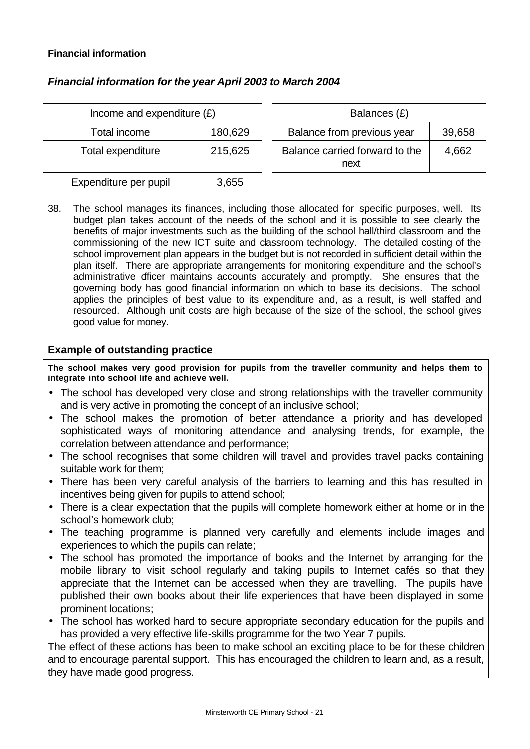**Financial information**

***Financial information for the year April 2003 to March 2004***

| Income and expenditure (£) | |
|---|---|
| Total income | 180,629 |
| Total expenditure | 215,625 |
| Expenditure per pupil | 3,655 |

| Balances (£) | |
|---|---|
| Balance from previous year | 39,658 |
| Balance carried forward to the next | 4,662 |

38. The school manages its finances, including those allocated for specific purposes, well. Its budget plan takes account of the needs of the school and it is possible to see clearly the benefits of major investments such as the building of the school hall/third classroom and the commissioning of the new ICT suite and classroom technology. The detailed costing of the school improvement plan appears in the budget but is not recorded in sufficient detail within the plan itself. There are appropriate arrangements for monitoring expenditure and the school's administrative officer maintains accounts accurately and promptly. She ensures that the governing body has good financial information on which to base its decisions. The school applies the principles of best value to its expenditure and, as a result, is well staffed and resourced. Although unit costs are high because of the size of the school, the school gives good value for money.

### Example of outstanding practice

**The school makes very good provision for pupils from the traveller community and helps them to integrate into school life and achieve well.**

- The school has developed very close and strong relationships with the traveller community and is very active in promoting the concept of an inclusive school;
- The school makes the promotion of better attendance a priority and has developed sophisticated ways of monitoring attendance and analysing trends, for example, the correlation between attendance and performance;
- The school recognises that some children will travel and provides travel packs containing suitable work for them;
- There has been very careful analysis of the barriers to learning and this has resulted in incentives being given for pupils to attend school;
- There is a clear expectation that the pupils will complete homework either at home or in the school's homework club;
- The teaching programme is planned very carefully and elements include images and experiences to which the pupils can relate;
- The school has promoted the importance of books and the Internet by arranging for the mobile library to visit school regularly and taking pupils to Internet cafés so that they appreciate that the Internet can be accessed when they are travelling. The pupils have published their own books about their life experiences that have been displayed in some prominent locations;
- The school has worked hard to secure appropriate secondary education for the pupils and has provided a very effective life-skills programme for the two Year 7 pupils.

The effect of these actions has been to make school an exciting place to be for these children and to encourage parental support. This has encouraged the children to learn and, as a result, they have made good progress.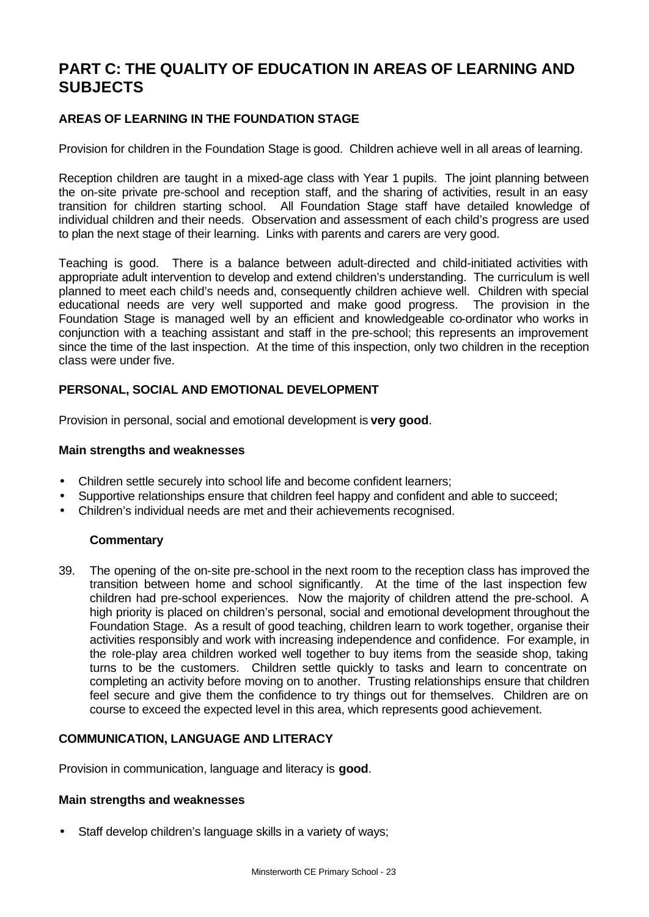# PART C: THE QUALITY OF EDUCATION IN AREAS OF LEARNING AND SUBJECTS

## AREAS OF LEARNING IN THE FOUNDATION STAGE

Provision for children in the Foundation Stage is good. Children achieve well in all areas of learning.

Reception children are taught in a mixed-age class with Year 1 pupils. The joint planning between the on-site private pre-school and reception staff, and the sharing of activities, result in an easy transition for children starting school. All Foundation Stage staff have detailed knowledge of individual children and their needs. Observation and assessment of each child's progress are used to plan the next stage of their learning. Links with parents and carers are very good.

Teaching is good. There is a balance between adult-directed and child-initiated activities with appropriate adult intervention to develop and extend children's understanding. The curriculum is well planned to meet each child's needs and, consequently children achieve well. Children with special educational needs are very well supported and make good progress. The provision in the Foundation Stage is managed well by an efficient and knowledgeable co-ordinator who works in conjunction with a teaching assistant and staff in the pre-school; this represents an improvement since the time of the last inspection. At the time of this inspection, only two children in the reception class were under five.

## PERSONAL, SOCIAL AND EMOTIONAL DEVELOPMENT

Provision in personal, social and emotional development is **very good**.

### Main strengths and weaknesses

- Children settle securely into school life and become confident learners;
- Supportive relationships ensure that children feel happy and confident and able to succeed;
- Children's individual needs are met and their achievements recognised.

#### Commentary

39. The opening of the on-site pre-school in the next room to the reception class has improved the transition between home and school significantly. At the time of the last inspection few children had pre-school experiences. Now the majority of children attend the pre-school. A high priority is placed on children's personal, social and emotional development throughout the Foundation Stage. As a result of good teaching, children learn to work together, organise their activities responsibly and work with increasing independence and confidence. For example, in the role-play area children worked well together to buy items from the seaside shop, taking turns to be the customers. Children settle quickly to tasks and learn to concentrate on completing an activity before moving on to another. Trusting relationships ensure that children feel secure and give them the confidence to try things out for themselves. Children are on course to exceed the expected level in this area, which represents good achievement.

## COMMUNICATION, LANGUAGE AND LITERACY

Provision in communication, language and literacy is **good**.

### Main strengths and weaknesses

- Staff develop children's language skills in a variety of ways;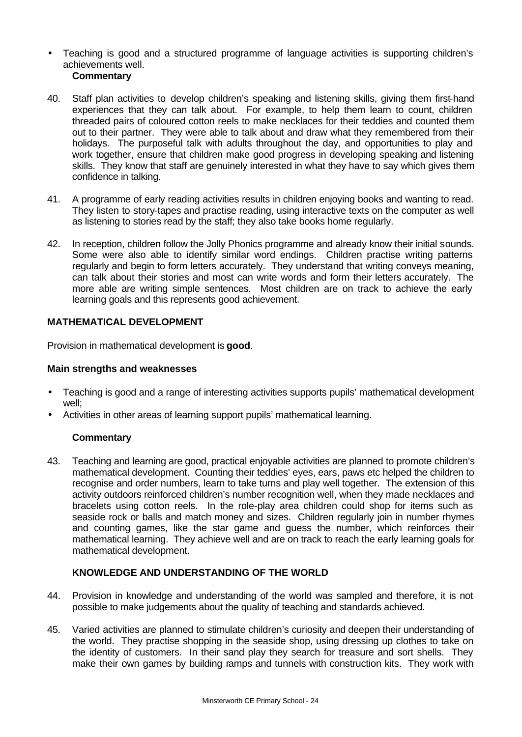- Teaching is good and a structured programme of language activities is supporting children's achievements well.

**Commentary**

40. Staff plan activities to develop children's speaking and listening skills, giving them first-hand experiences that they can talk about. For example, to help them learn to count, children threaded pairs of coloured cotton reels to make necklaces for their teddies and counted them out to their partner. They were able to talk about and draw what they remembered from their holidays. The purposeful talk with adults throughout the day, and opportunities to play and work together, ensure that children make good progress in developing speaking and listening skills. They know that staff are genuinely interested in what they have to say which gives them confidence in talking.

41. A programme of early reading activities results in children enjoying books and wanting to read. They listen to story-tapes and practise reading, using interactive texts on the computer as well as listening to stories read by the staff; they also take books home regularly.

42. In reception, children follow the Jolly Phonics programme and already know their initial sounds. Some were also able to identify similar word endings. Children practise writing patterns regularly and begin to form letters accurately. They understand that writing conveys meaning, can talk about their stories and most can write words and form their letters accurately. The more able are writing simple sentences. Most children are on track to achieve the early learning goals and this represents good achievement.

## MATHEMATICAL DEVELOPMENT

Provision in mathematical development is **good**.

### Main strengths and weaknesses

- Teaching is good and a range of interesting activities supports pupils' mathematical development well;
- Activities in other areas of learning support pupils' mathematical learning.

**Commentary**

43. Teaching and learning are good, practical enjoyable activities are planned to promote children's mathematical development. Counting their teddies' eyes, ears, paws etc helped the children to recognise and order numbers, learn to take turns and play well together. The extension of this activity outdoors reinforced children's number recognition well, when they made necklaces and bracelets using cotton reels. In the role-play area children could shop for items such as seaside rock or balls and match money and sizes. Children regularly join in number rhymes and counting games, like the star game and guess the number, which reinforces their mathematical learning. They achieve well and are on track to reach the early learning goals for mathematical development.

## KNOWLEDGE AND UNDERSTANDING OF THE WORLD

44. Provision in knowledge and understanding of the world was sampled and therefore, it is not possible to make judgements about the quality of teaching and standards achieved.

45. Varied activities are planned to stimulate children's curiosity and deepen their understanding of the world. They practise shopping in the seaside shop, using dressing up clothes to take on the identity of customers. In their sand play they search for treasure and sort shells. They make their own games by building ramps and tunnels with construction kits. They work with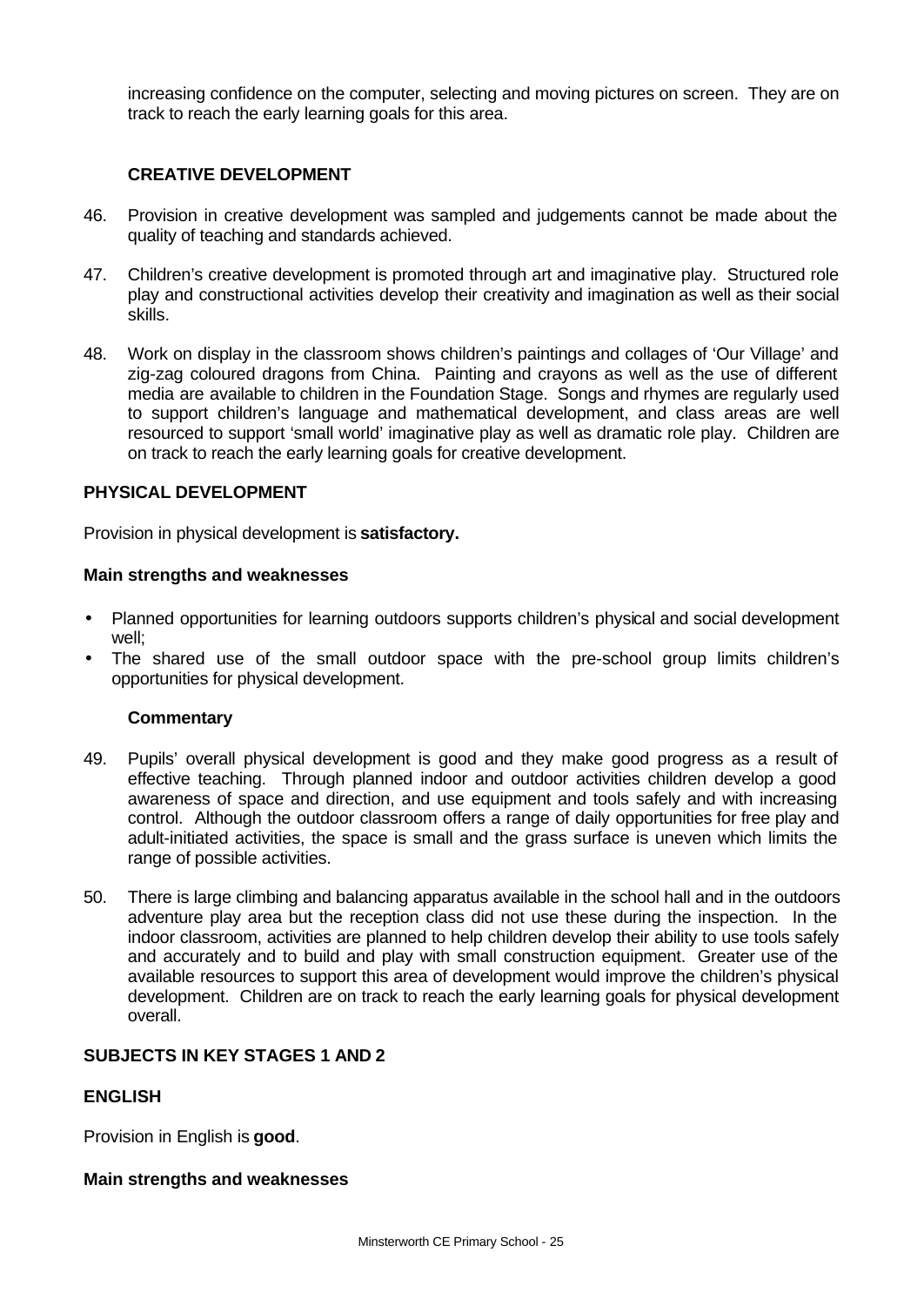increasing confidence on the computer, selecting and moving pictures on screen. They are on track to reach the early learning goals for this area.

### CREATIVE DEVELOPMENT

46. Provision in creative development was sampled and judgements cannot be made about the quality of teaching and standards achieved.

47. Children's creative development is promoted through art and imaginative play. Structured role play and constructional activities develop their creativity and imagination as well as their social skills.

48. Work on display in the classroom shows children's paintings and collages of 'Our Village' and zig-zag coloured dragons from China. Painting and crayons as well as the use of different media are available to children in the Foundation Stage. Songs and rhymes are regularly used to support children's language and mathematical development, and class areas are well resourced to support 'small world' imaginative play as well as dramatic role play. Children are on track to reach the early learning goals for creative development.

### PHYSICAL DEVELOPMENT

Provision in physical development is **satisfactory.**

**Main strengths and weaknesses**

- Planned opportunities for learning outdoors supports children's physical and social development well;
- The shared use of the small outdoor space with the pre-school group limits children's opportunities for physical development.

**Commentary**

49. Pupils' overall physical development is good and they make good progress as a result of effective teaching. Through planned indoor and outdoor activities children develop a good awareness of space and direction, and use equipment and tools safely and with increasing control. Although the outdoor classroom offers a range of daily opportunities for free play and adult-initiated activities, the space is small and the grass surface is uneven which limits the range of possible activities.

50. There is large climbing and balancing apparatus available in the school hall and in the outdoors adventure play area but the reception class did not use these during the inspection. In the indoor classroom, activities are planned to help children develop their ability to use tools safely and accurately and to build and play with small construction equipment. Greater use of the available resources to support this area of development would improve the children's physical development. Children are on track to reach the early learning goals for physical development overall.

## SUBJECTS IN KEY STAGES 1 AND 2

### ENGLISH

Provision in English is **good**.

**Main strengths and weaknesses**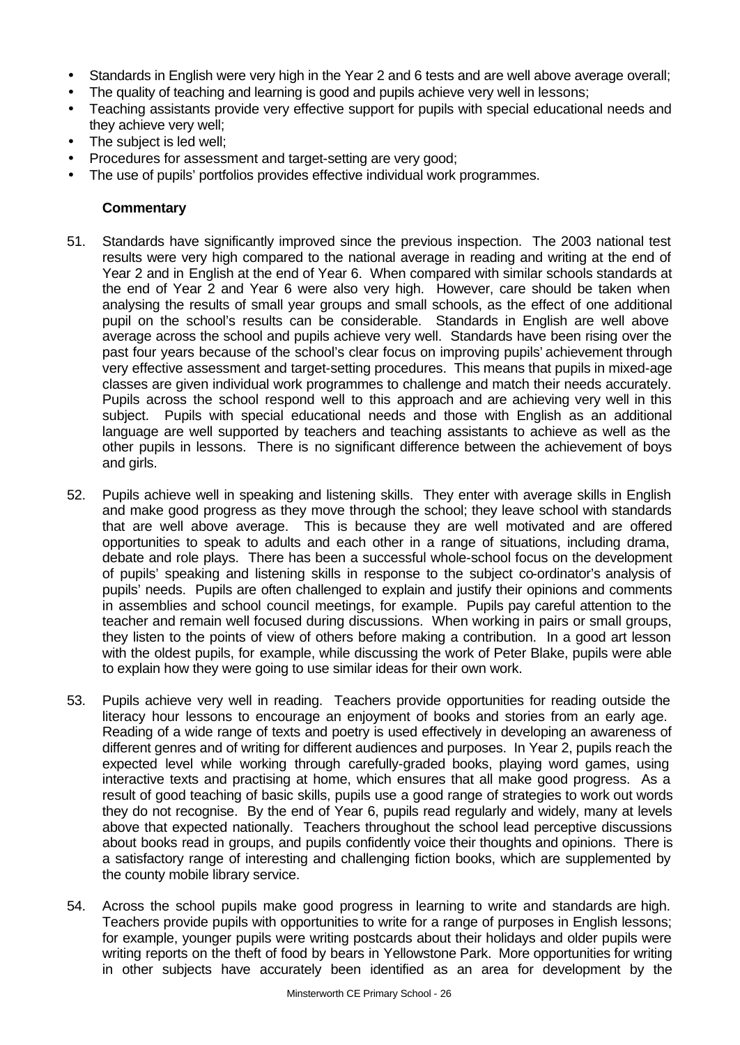- Standards in English were very high in the Year 2 and 6 tests and are well above average overall;
- The quality of teaching and learning is good and pupils achieve very well in lessons;
- Teaching assistants provide very effective support for pupils with special educational needs and they achieve very well;
- The subject is led well;
- Procedures for assessment and target-setting are very good;
- The use of pupils' portfolios provides effective individual work programmes.

**Commentary**

51. Standards have significantly improved since the previous inspection. The 2003 national test results were very high compared to the national average in reading and writing at the end of Year 2 and in English at the end of Year 6. When compared with similar schools standards at the end of Year 2 and Year 6 were also very high. However, care should be taken when analysing the results of small year groups and small schools, as the effect of one additional pupil on the school's results can be considerable. Standards in English are well above average across the school and pupils achieve very well. Standards have been rising over the past four years because of the school's clear focus on improving pupils' achievement through very effective assessment and target-setting procedures. This means that pupils in mixed-age classes are given individual work programmes to challenge and match their needs accurately. Pupils across the school respond well to this approach and are achieving very well in this subject. Pupils with special educational needs and those with English as an additional language are well supported by teachers and teaching assistants to achieve as well as the other pupils in lessons. There is no significant difference between the achievement of boys and girls.

52. Pupils achieve well in speaking and listening skills. They enter with average skills in English and make good progress as they move through the school; they leave school with standards that are well above average. This is because they are well motivated and are offered opportunities to speak to adults and each other in a range of situations, including drama, debate and role plays. There has been a successful whole-school focus on the development of pupils' speaking and listening skills in response to the subject co-ordinator's analysis of pupils' needs. Pupils are often challenged to explain and justify their opinions and comments in assemblies and school council meetings, for example. Pupils pay careful attention to the teacher and remain well focused during discussions. When working in pairs or small groups, they listen to the points of view of others before making a contribution. In a good art lesson with the oldest pupils, for example, while discussing the work of Peter Blake, pupils were able to explain how they were going to use similar ideas for their own work.

53. Pupils achieve very well in reading. Teachers provide opportunities for reading outside the literacy hour lessons to encourage an enjoyment of books and stories from an early age. Reading of a wide range of texts and poetry is used effectively in developing an awareness of different genres and of writing for different audiences and purposes. In Year 2, pupils reach the expected level while working through carefully-graded books, playing word games, using interactive texts and practising at home, which ensures that all make good progress. As a result of good teaching of basic skills, pupils use a good range of strategies to work out words they do not recognise. By the end of Year 6, pupils read regularly and widely, many at levels above that expected nationally. Teachers throughout the school lead perceptive discussions about books read in groups, and pupils confidently voice their thoughts and opinions. There is a satisfactory range of interesting and challenging fiction books, which are supplemented by the county mobile library service.

54. Across the school pupils make good progress in learning to write and standards are high. Teachers provide pupils with opportunities to write for a range of purposes in English lessons; for example, younger pupils were writing postcards about their holidays and older pupils were writing reports on the theft of food by bears in Yellowstone Park. More opportunities for writing in other subjects have accurately been identified as an area for development by the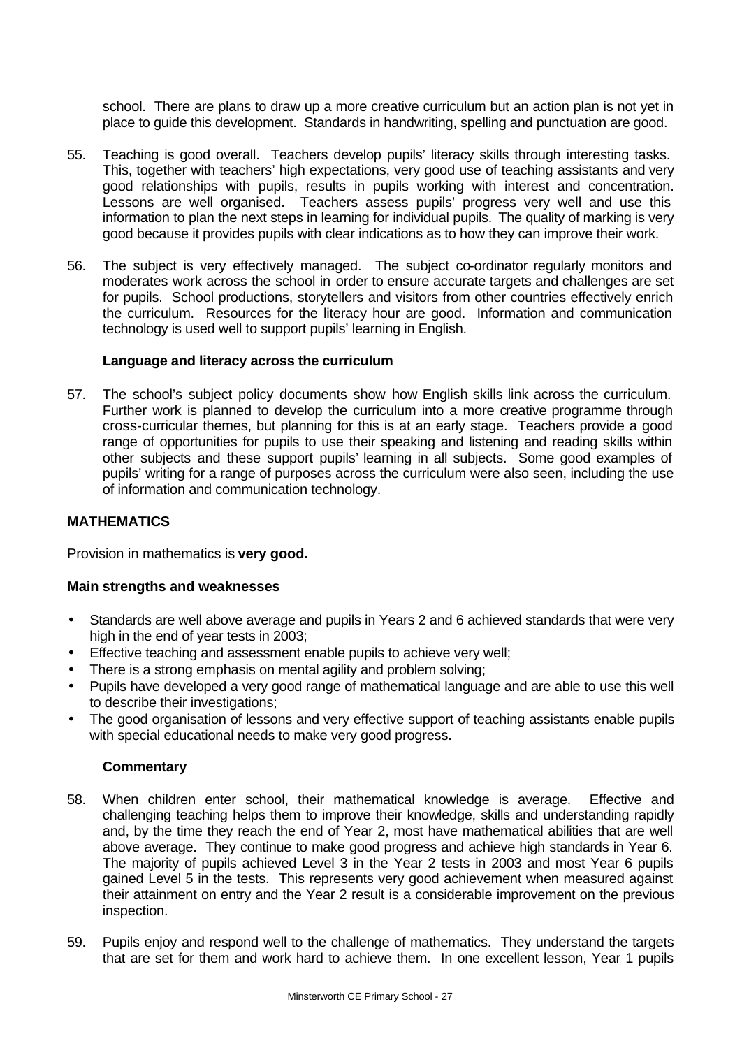school. There are plans to draw up a more creative curriculum but an action plan is not yet in place to guide this development. Standards in handwriting, spelling and punctuation are good.

55. Teaching is good overall. Teachers develop pupils' literacy skills through interesting tasks. This, together with teachers' high expectations, very good use of teaching assistants and very good relationships with pupils, results in pupils working with interest and concentration. Lessons are well organised. Teachers assess pupils' progress very well and use this information to plan the next steps in learning for individual pupils. The quality of marking is very good because it provides pupils with clear indications as to how they can improve their work.

56. The subject is very effectively managed. The subject co-ordinator regularly monitors and moderates work across the school in order to ensure accurate targets and challenges are set for pupils. School productions, storytellers and visitors from other countries effectively enrich the curriculum. Resources for the literacy hour are good. Information and communication technology is used well to support pupils' learning in English.

### Language and literacy across the curriculum

57. The school's subject policy documents show how English skills link across the curriculum. Further work is planned to develop the curriculum into a more creative programme through cross-curricular themes, but planning for this is at an early stage. Teachers provide a good range of opportunities for pupils to use their speaking and listening and reading skills within other subjects and these support pupils' learning in all subjects. Some good examples of pupils' writing for a range of purposes across the curriculum were also seen, including the use of information and communication technology.

## MATHEMATICS

Provision in mathematics is **very good.**

### Main strengths and weaknesses

- Standards are well above average and pupils in Years 2 and 6 achieved standards that were very high in the end of year tests in 2003;
- Effective teaching and assessment enable pupils to achieve very well;
- There is a strong emphasis on mental agility and problem solving;
- Pupils have developed a very good range of mathematical language and are able to use this well to describe their investigations;
- The good organisation of lessons and very effective support of teaching assistants enable pupils with special educational needs to make very good progress.

### Commentary

58. When children enter school, their mathematical knowledge is average. Effective and challenging teaching helps them to improve their knowledge, skills and understanding rapidly and, by the time they reach the end of Year 2, most have mathematical abilities that are well above average. They continue to make good progress and achieve high standards in Year 6. The majority of pupils achieved Level 3 in the Year 2 tests in 2003 and most Year 6 pupils gained Level 5 in the tests. This represents very good achievement when measured against their attainment on entry and the Year 2 result is a considerable improvement on the previous inspection.

59. Pupils enjoy and respond well to the challenge of mathematics. They understand the targets that are set for them and work hard to achieve them. In one excellent lesson, Year 1 pupils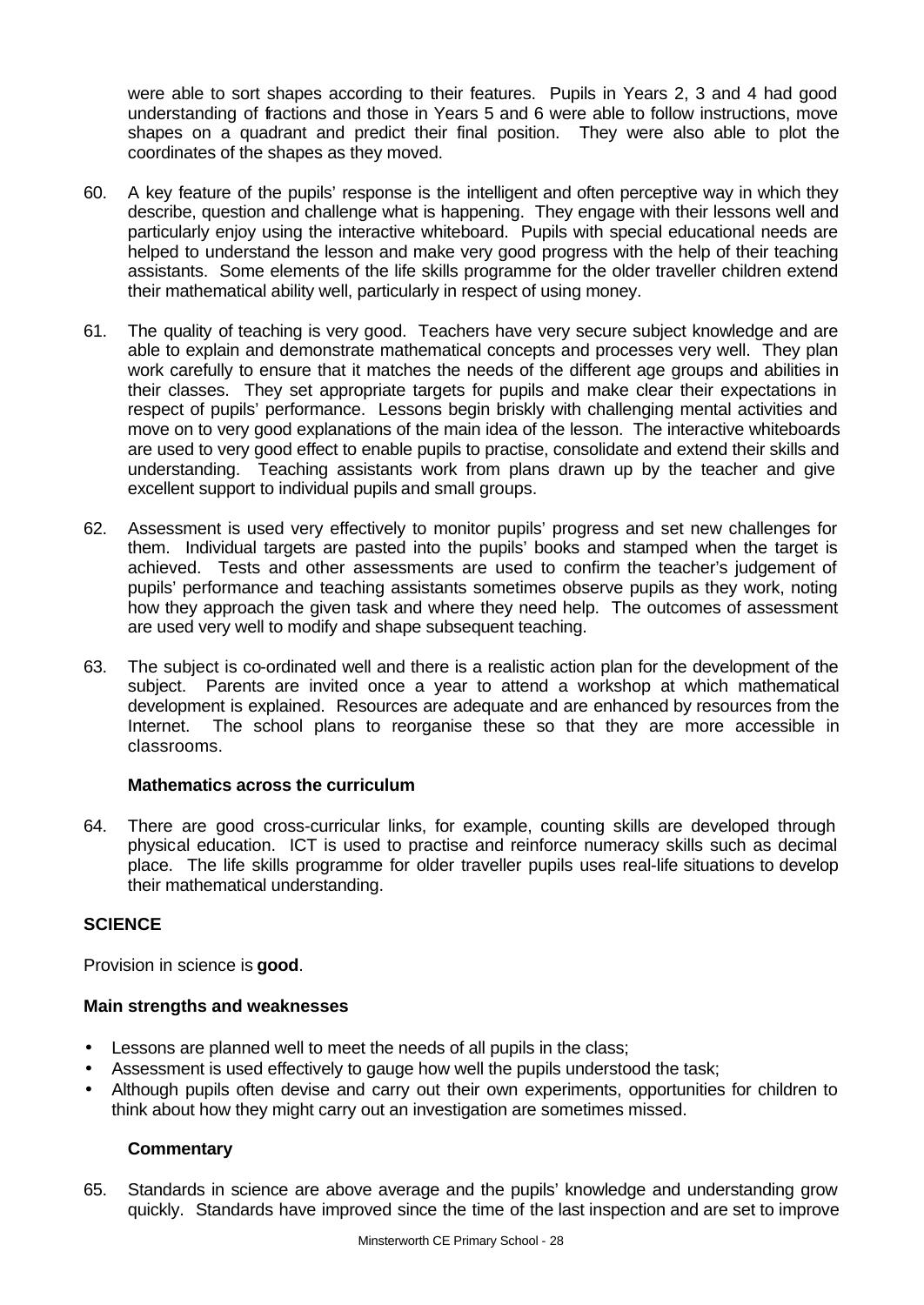were able to sort shapes according to their features. Pupils in Years 2, 3 and 4 had good understanding of fractions and those in Years 5 and 6 were able to follow instructions, move shapes on a quadrant and predict their final position. They were also able to plot the coordinates of the shapes as they moved.

60. A key feature of the pupils' response is the intelligent and often perceptive way in which they describe, question and challenge what is happening. They engage with their lessons well and particularly enjoy using the interactive whiteboard. Pupils with special educational needs are helped to understand the lesson and make very good progress with the help of their teaching assistants. Some elements of the life skills programme for the older traveller children extend their mathematical ability well, particularly in respect of using money.

61. The quality of teaching is very good. Teachers have very secure subject knowledge and are able to explain and demonstrate mathematical concepts and processes very well. They plan work carefully to ensure that it matches the needs of the different age groups and abilities in their classes. They set appropriate targets for pupils and make clear their expectations in respect of pupils' performance. Lessons begin briskly with challenging mental activities and move on to very good explanations of the main idea of the lesson. The interactive whiteboards are used to very good effect to enable pupils to practise, consolidate and extend their skills and understanding. Teaching assistants work from plans drawn up by the teacher and give excellent support to individual pupils and small groups.

62. Assessment is used very effectively to monitor pupils' progress and set new challenges for them. Individual targets are pasted into the pupils' books and stamped when the target is achieved. Tests and other assessments are used to confirm the teacher's judgement of pupils' performance and teaching assistants sometimes observe pupils as they work, noting how they approach the given task and where they need help. The outcomes of assessment are used very well to modify and shape subsequent teaching.

63. The subject is co-ordinated well and there is a realistic action plan for the development of the subject. Parents are invited once a year to attend a workshop at which mathematical development is explained. Resources are adequate and are enhanced by resources from the Internet. The school plans to reorganise these so that they are more accessible in classrooms.

### Mathematics across the curriculum

64. There are good cross-curricular links, for example, counting skills are developed through physical education. ICT is used to practise and reinforce numeracy skills such as decimal place. The life skills programme for older traveller pupils uses real-life situations to develop their mathematical understanding.

## SCIENCE

Provision in science is **good**.

### Main strengths and weaknesses

- Lessons are planned well to meet the needs of all pupils in the class;
- Assessment is used effectively to gauge how well the pupils understood the task;
- Although pupils often devise and carry out their own experiments, opportunities for children to think about how they might carry out an investigation are sometimes missed.

### Commentary

65. Standards in science are above average and the pupils' knowledge and understanding grow quickly. Standards have improved since the time of the last inspection and are set to improve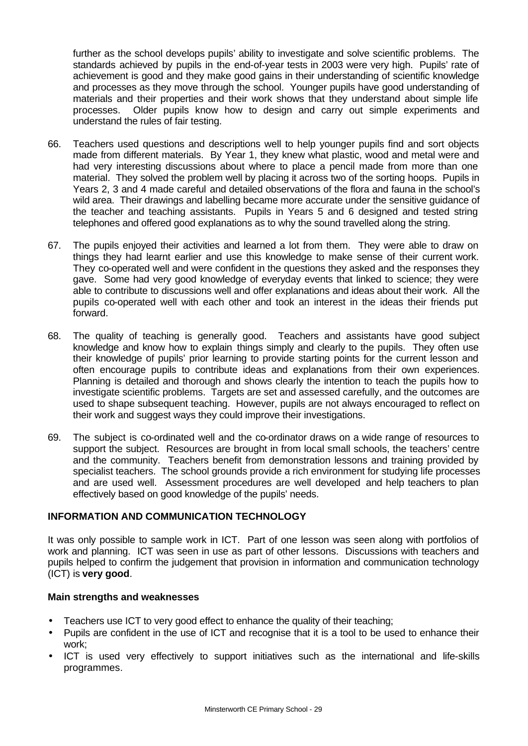further as the school develops pupils' ability to investigate and solve scientific problems. The standards achieved by pupils in the end-of-year tests in 2003 were very high. Pupils' rate of achievement is good and they make good gains in their understanding of scientific knowledge and processes as they move through the school. Younger pupils have good understanding of materials and their properties and their work shows that they understand about simple life processes. Older pupils know how to design and carry out simple experiments and understand the rules of fair testing.

66. Teachers used questions and descriptions well to help younger pupils find and sort objects made from different materials. By Year 1, they knew what plastic, wood and metal were and had very interesting discussions about where to place a pencil made from more than one material. They solved the problem well by placing it across two of the sorting hoops. Pupils in Years 2, 3 and 4 made careful and detailed observations of the flora and fauna in the school's wild area. Their drawings and labelling became more accurate under the sensitive guidance of the teacher and teaching assistants. Pupils in Years 5 and 6 designed and tested string telephones and offered good explanations as to why the sound travelled along the string.

67. The pupils enjoyed their activities and learned a lot from them. They were able to draw on things they had learnt earlier and use this knowledge to make sense of their current work. They co-operated well and were confident in the questions they asked and the responses they gave. Some had very good knowledge of everyday events that linked to science; they were able to contribute to discussions well and offer explanations and ideas about their work. All the pupils co-operated well with each other and took an interest in the ideas their friends put forward.

68. The quality of teaching is generally good. Teachers and assistants have good subject knowledge and know how to explain things simply and clearly to the pupils. They often use their knowledge of pupils' prior learning to provide starting points for the current lesson and often encourage pupils to contribute ideas and explanations from their own experiences. Planning is detailed and thorough and shows clearly the intention to teach the pupils how to investigate scientific problems. Targets are set and assessed carefully, and the outcomes are used to shape subsequent teaching. However, pupils are not always encouraged to reflect on their work and suggest ways they could improve their investigations.

69. The subject is co-ordinated well and the co-ordinator draws on a wide range of resources to support the subject. Resources are brought in from local small schools, the teachers' centre and the community. Teachers benefit from demonstration lessons and training provided by specialist teachers. The school grounds provide a rich environment for studying life processes and are used well. Assessment procedures are well developed and help teachers to plan effectively based on good knowledge of the pupils' needs.

### INFORMATION AND COMMUNICATION TECHNOLOGY

It was only possible to sample work in ICT. Part of one lesson was seen along with portfolios of work and planning. ICT was seen in use as part of other lessons. Discussions with teachers and pupils helped to confirm the judgement that provision in information and communication technology (ICT) is **very good**.

#### Main strengths and weaknesses

- Teachers use ICT to very good effect to enhance the quality of their teaching;
- Pupils are confident in the use of ICT and recognise that it is a tool to be used to enhance their work;
- ICT is used very effectively to support initiatives such as the international and life-skills programmes.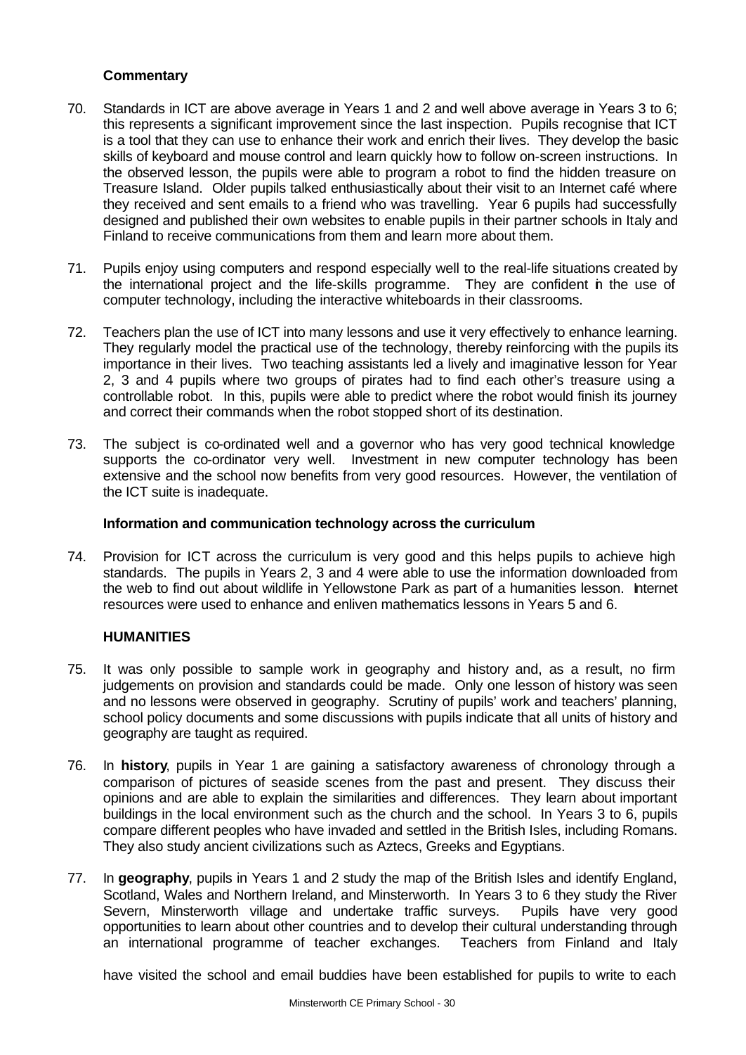**Commentary**

70. Standards in ICT are above average in Years 1 and 2 and well above average in Years 3 to 6; this represents a significant improvement since the last inspection. Pupils recognise that ICT is a tool that they can use to enhance their work and enrich their lives. They develop the basic skills of keyboard and mouse control and learn quickly how to follow on-screen instructions. In the observed lesson, the pupils were able to program a robot to find the hidden treasure on Treasure Island. Older pupils talked enthusiastically about their visit to an Internet café where they received and sent emails to a friend who was travelling. Year 6 pupils had successfully designed and published their own websites to enable pupils in their partner schools in Italy and Finland to receive communications from them and learn more about them.

71. Pupils enjoy using computers and respond especially well to the real-life situations created by the international project and the life-skills programme. They are confident in the use of computer technology, including the interactive whiteboards in their classrooms.

72. Teachers plan the use of ICT into many lessons and use it very effectively to enhance learning. They regularly model the practical use of the technology, thereby reinforcing with the pupils its importance in their lives. Two teaching assistants led a lively and imaginative lesson for Year 2, 3 and 4 pupils where two groups of pirates had to find each other's treasure using a controllable robot. In this, pupils were able to predict where the robot would finish its journey and correct their commands when the robot stopped short of its destination.

73. The subject is co-ordinated well and a governor who has very good technical knowledge supports the co-ordinator very well. Investment in new computer technology has been extensive and the school now benefits from very good resources. However, the ventilation of the ICT suite is inadequate.

**Information and communication technology across the curriculum**

74. Provision for ICT across the curriculum is very good and this helps pupils to achieve high standards. The pupils in Years 2, 3 and 4 were able to use the information downloaded from the web to find out about wildlife in Yellowstone Park as part of a humanities lesson. Internet resources were used to enhance and enliven mathematics lessons in Years 5 and 6.

## HUMANITIES

75. It was only possible to sample work in geography and history and, as a result, no firm judgements on provision and standards could be made. Only one lesson of history was seen and no lessons were observed in geography. Scrutiny of pupils' work and teachers' planning, school policy documents and some discussions with pupils indicate that all units of history and geography are taught as required.

76. In **history**, pupils in Year 1 are gaining a satisfactory awareness of chronology through a comparison of pictures of seaside scenes from the past and present. They discuss their opinions and are able to explain the similarities and differences. They learn about important buildings in the local environment such as the church and the school. In Years 3 to 6, pupils compare different peoples who have invaded and settled in the British Isles, including Romans. They also study ancient civilizations such as Aztecs, Greeks and Egyptians.

77. In **geography**, pupils in Years 1 and 2 study the map of the British Isles and identify England, Scotland, Wales and Northern Ireland, and Minsterworth. In Years 3 to 6 they study the River Severn, Minsterworth village and undertake traffic surveys. Pupils have very good opportunities to learn about other countries and to develop their cultural understanding through an international programme of teacher exchanges. Teachers from Finland and Italy have visited the school and email buddies have been established for pupils to write to each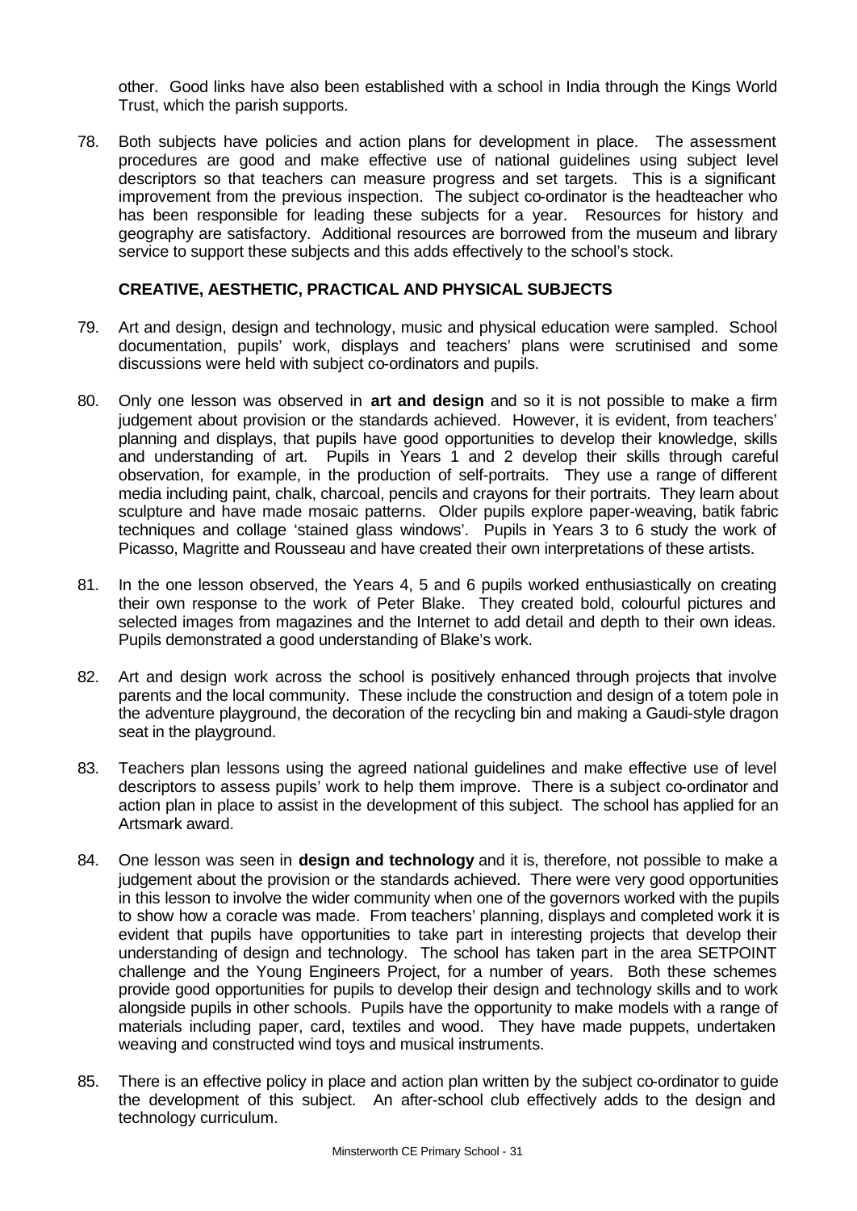other. Good links have also been established with a school in India through the Kings World Trust, which the parish supports.

78. Both subjects have policies and action plans for development in place. The assessment procedures are good and make effective use of national guidelines using subject level descriptors so that teachers can measure progress and set targets. This is a significant improvement from the previous inspection. The subject co-ordinator is the headteacher who has been responsible for leading these subjects for a year. Resources for history and geography are satisfactory. Additional resources are borrowed from the museum and library service to support these subjects and this adds effectively to the school's stock.

## CREATIVE, AESTHETIC, PRACTICAL AND PHYSICAL SUBJECTS

79. Art and design, design and technology, music and physical education were sampled. School documentation, pupils' work, displays and teachers' plans were scrutinised and some discussions were held with subject co-ordinators and pupils.

80. Only one lesson was observed in **art and design** and so it is not possible to make a firm judgement about provision or the standards achieved. However, it is evident, from teachers' planning and displays, that pupils have good opportunities to develop their knowledge, skills and understanding of art. Pupils in Years 1 and 2 develop their skills through careful observation, for example, in the production of self-portraits. They use a range of different media including paint, chalk, charcoal, pencils and crayons for their portraits. They learn about sculpture and have made mosaic patterns. Older pupils explore paper-weaving, batik fabric techniques and collage 'stained glass windows'. Pupils in Years 3 to 6 study the work of Picasso, Magritte and Rousseau and have created their own interpretations of these artists.

81. In the one lesson observed, the Years 4, 5 and 6 pupils worked enthusiastically on creating their own response to the work of Peter Blake. They created bold, colourful pictures and selected images from magazines and the Internet to add detail and depth to their own ideas. Pupils demonstrated a good understanding of Blake's work.

82. Art and design work across the school is positively enhanced through projects that involve parents and the local community. These include the construction and design of a totem pole in the adventure playground, the decoration of the recycling bin and making a Gaudi-style dragon seat in the playground.

83. Teachers plan lessons using the agreed national guidelines and make effective use of level descriptors to assess pupils' work to help them improve. There is a subject co-ordinator and action plan in place to assist in the development of this subject. The school has applied for an Artsmark award.

84. One lesson was seen in **design and technology** and it is, therefore, not possible to make a judgement about the provision or the standards achieved. There were very good opportunities in this lesson to involve the wider community when one of the governors worked with the pupils to show how a coracle was made. From teachers' planning, displays and completed work it is evident that pupils have opportunities to take part in interesting projects that develop their understanding of design and technology. The school has taken part in the area SETPOINT challenge and the Young Engineers Project, for a number of years. Both these schemes provide good opportunities for pupils to develop their design and technology skills and to work alongside pupils in other schools. Pupils have the opportunity to make models with a range of materials including paper, card, textiles and wood. They have made puppets, undertaken weaving and constructed wind toys and musical instruments.

85. There is an effective policy in place and action plan written by the subject co-ordinator to guide the development of this subject. An after-school club effectively adds to the design and technology curriculum.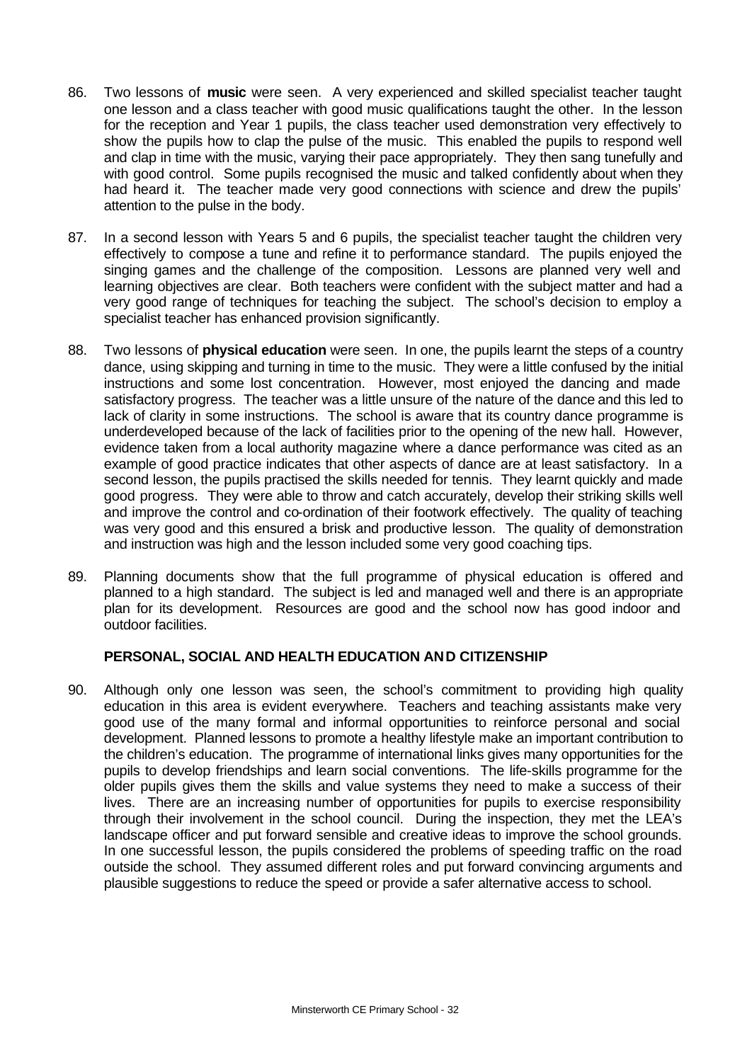86. Two lessons of **music** were seen. A very experienced and skilled specialist teacher taught one lesson and a class teacher with good music qualifications taught the other. In the lesson for the reception and Year 1 pupils, the class teacher used demonstration very effectively to show the pupils how to clap the pulse of the music. This enabled the pupils to respond well and clap in time with the music, varying their pace appropriately. They then sang tunefully and with good control. Some pupils recognised the music and talked confidently about when they had heard it. The teacher made very good connections with science and drew the pupils' attention to the pulse in the body.

87. In a second lesson with Years 5 and 6 pupils, the specialist teacher taught the children very effectively to compose a tune and refine it to performance standard. The pupils enjoyed the singing games and the challenge of the composition. Lessons are planned very well and learning objectives are clear. Both teachers were confident with the subject matter and had a very good range of techniques for teaching the subject. The school's decision to employ a specialist teacher has enhanced provision significantly.

88. Two lessons of **physical education** were seen. In one, the pupils learnt the steps of a country dance, using skipping and turning in time to the music. They were a little confused by the initial instructions and some lost concentration. However, most enjoyed the dancing and made satisfactory progress. The teacher was a little unsure of the nature of the dance and this led to lack of clarity in some instructions. The school is aware that its country dance programme is underdeveloped because of the lack of facilities prior to the opening of the new hall. However, evidence taken from a local authority magazine where a dance performance was cited as an example of good practice indicates that other aspects of dance are at least satisfactory. In a second lesson, the pupils practised the skills needed for tennis. They learnt quickly and made good progress. They were able to throw and catch accurately, develop their striking skills well and improve the control and co-ordination of their footwork effectively. The quality of teaching was very good and this ensured a brisk and productive lesson. The quality of demonstration and instruction was high and the lesson included some very good coaching tips.

89. Planning documents show that the full programme of physical education is offered and planned to a high standard. The subject is led and managed well and there is an appropriate plan for its development. Resources are good and the school now has good indoor and outdoor facilities.

## PERSONAL, SOCIAL AND HEALTH EDUCATION AND CITIZENSHIP

90. Although only one lesson was seen, the school's commitment to providing high quality education in this area is evident everywhere. Teachers and teaching assistants make very good use of the many formal and informal opportunities to reinforce personal and social development. Planned lessons to promote a healthy lifestyle make an important contribution to the children's education. The programme of international links gives many opportunities for the pupils to develop friendships and learn social conventions. The life-skills programme for the older pupils gives them the skills and value systems they need to make a success of their lives. There are an increasing number of opportunities for pupils to exercise responsibility through their involvement in the school council. During the inspection, they met the LEA's landscape officer and put forward sensible and creative ideas to improve the school grounds. In one successful lesson, the pupils considered the problems of speeding traffic on the road outside the school. They assumed different roles and put forward convincing arguments and plausible suggestions to reduce the speed or provide a safer alternative access to school.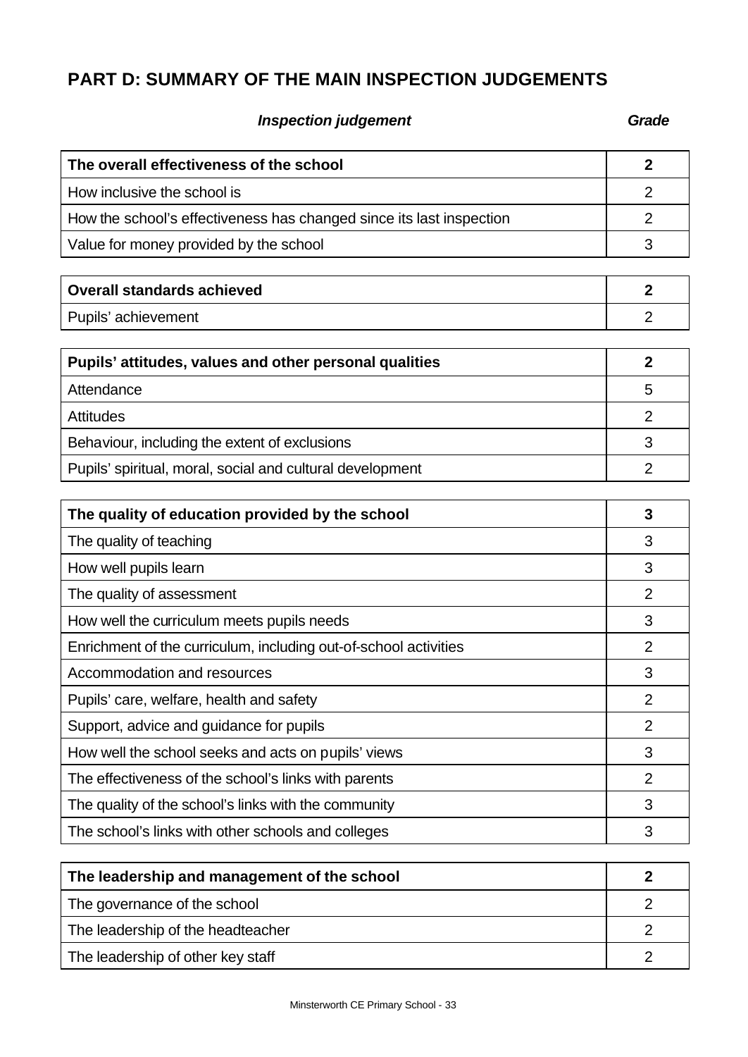## PART D: SUMMARY OF THE MAIN INSPECTION JUDGEMENTS

| *Inspection judgement* | *Grade* |
| --- | --- |
| **The overall effectiveness of the school** | **2** |
| How inclusive the school is | 2 |
| How the school's effectiveness has changed since its last inspection | 2 |
| Value for money provided by the school | 3 |

| | |
| --- | --- |
| **Overall standards achieved** | **2** |
| Pupils' achievement | 2 |

| | |
| --- | --- |
| **Pupils' attitudes, values and other personal qualities** | **2** |
| Attendance | 5 |
| Attitudes | 2 |
| Behaviour, including the extent of exclusions | 3 |
| Pupils' spiritual, moral, social and cultural development | 2 |

| | |
| --- | --- |
| **The quality of education provided by the school** | **3** |
| The quality of teaching | 3 |
| How well pupils learn | 3 |
| The quality of assessment | 2 |
| How well the curriculum meets pupils needs | 3 |
| Enrichment of the curriculum, including out-of-school activities | 2 |
| Accommodation and resources | 3 |
| Pupils' care, welfare, health and safety | 2 |
| Support, advice and guidance for pupils | 2 |
| How well the school seeks and acts on pupils' views | 3 |
| The effectiveness of the school's links with parents | 2 |
| The quality of the school's links with the community | 3 |
| The school's links with other schools and colleges | 3 |

| | |
| --- | --- |
| **The leadership and management of the school** | **2** |
| The governance of the school | 2 |
| The leadership of the headteacher | 2 |
| The leadership of other key staff | 2 |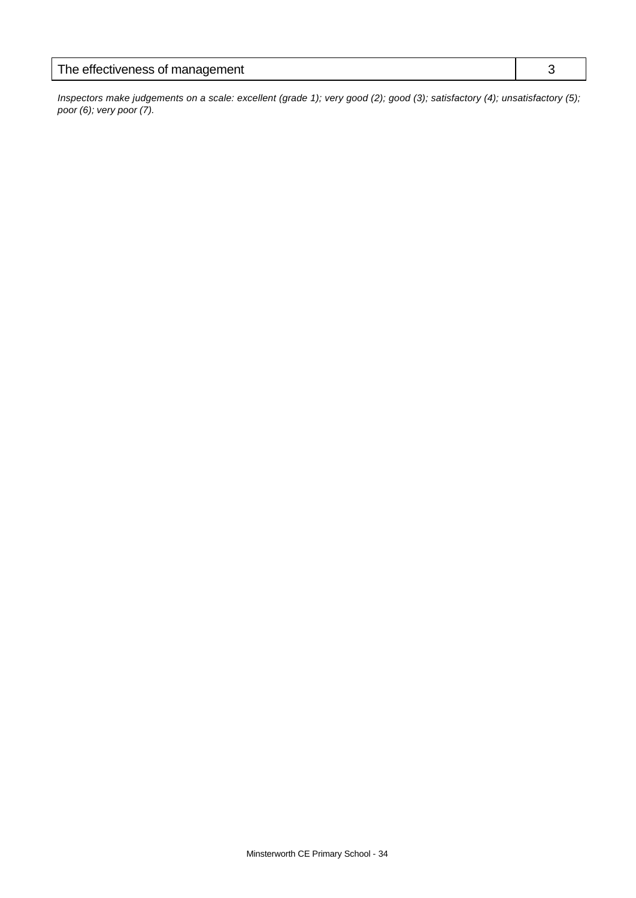| | |
|---|---|
| The effectiveness of management | 3 |

*Inspectors make judgements on a scale: excellent (grade 1); very good (2); good (3); satisfactory (4); unsatisfactory (5); poor (6); very poor (7).*